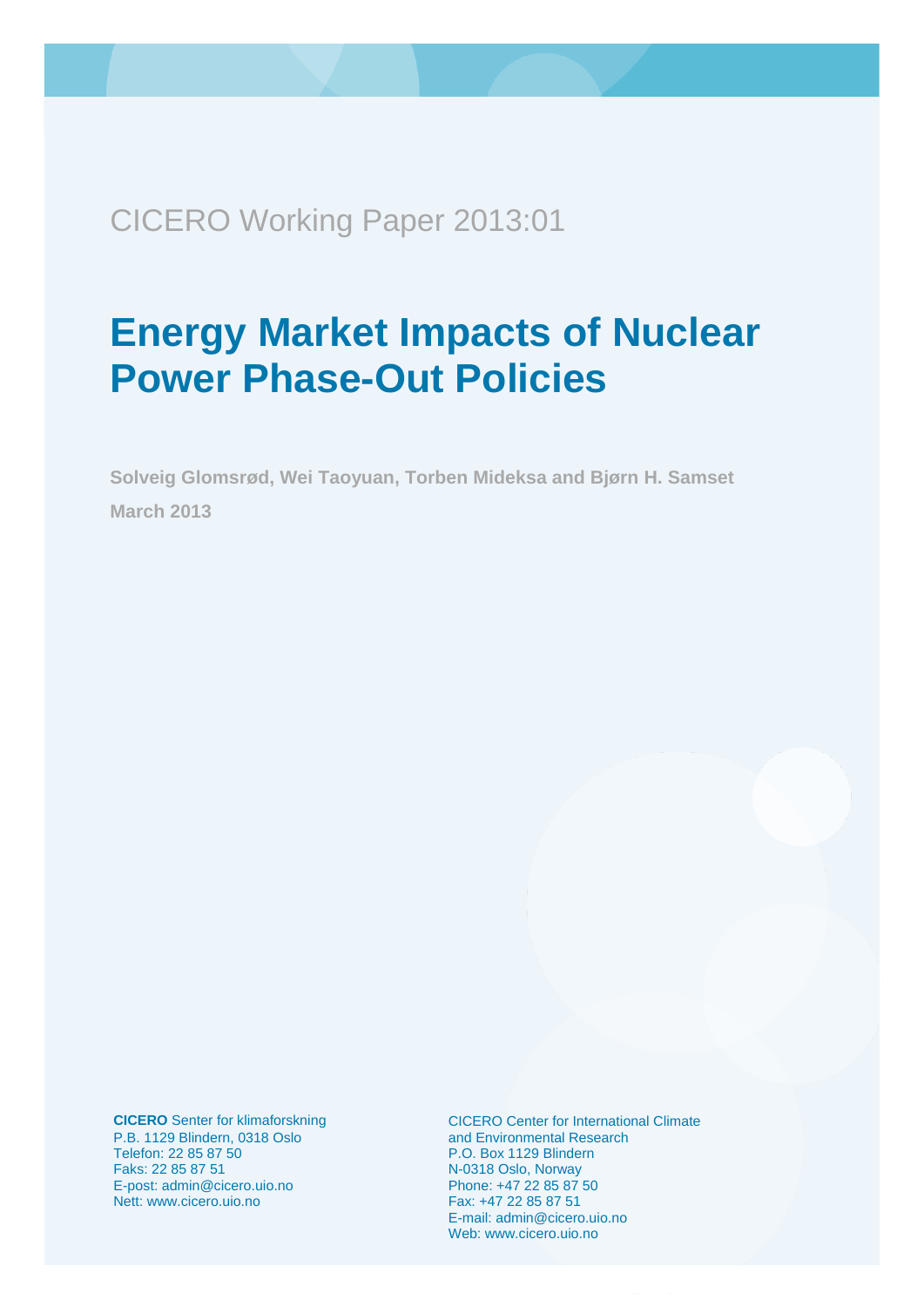CICERO Working Paper 2013:01

# Energy Market Impacts of Nuclear Power Phase-Out Policies

**Solveig Glomsrød, Wei Taoyuan, Torben Mideksa and Bjørn H. Samset**

**March 2013**

**CICERO** Senter for klimaforskning
P.B. 1129 Blindern, 0318 Oslo
Telefon: 22 85 87 50
Faks: 22 85 87 51
E-post: admin@cicero.uio.no
Nett: www.cicero.uio.no

CICERO Center for International Climate and Environmental Research
P.O. Box 1129 Blindern
N-0318 Oslo, Norway
Phone: +47 22 85 87 50
Fax: +47 22 85 87 51
E-mail: admin@cicero.uio.no
Web: www.cicero.uio.no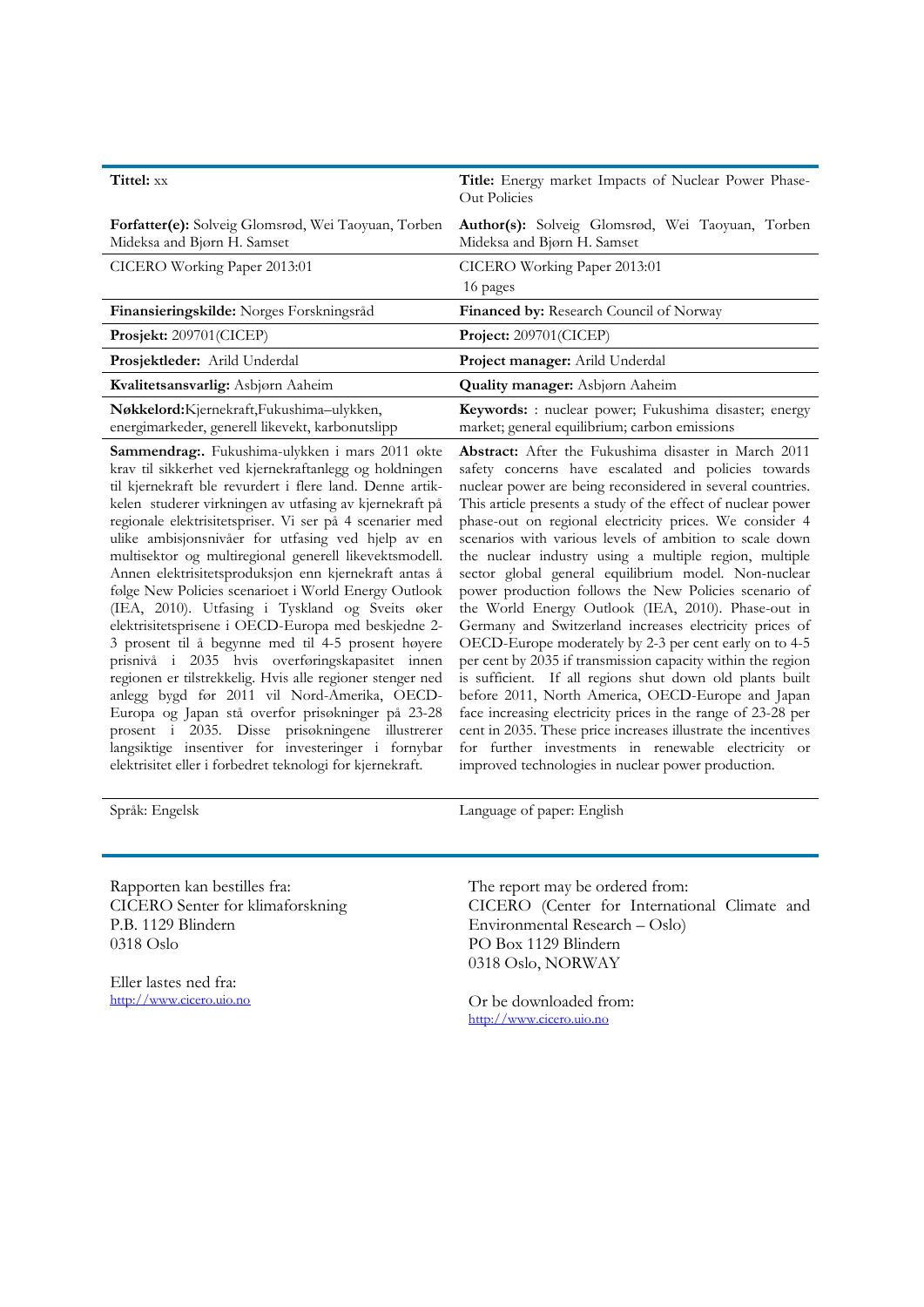| | |
|---|---|
| **Tittel:** xx | **Title:** Energy market Impacts of Nuclear Power Phase-Out Policies |
| **Forfatter(e):** Solveig Glomsrød, Wei Taoyuan, Torben Mideksa and Bjørn H. Samset | **Author(s):** Solveig Glomsrød, Wei Taoyuan, Torben Mideksa and Bjørn H. Samset |
| CICERO Working Paper 2013:01 | CICERO Working Paper 2013:01<br>16 pages |
| **Finansieringskilde:** Norges Forskningsråd | **Financed by:** Research Council of Norway |
| **Prosjekt:** 209701(CICEP) | **Project:** 209701(CICEP) |
| **Prosjektleder:** Arild Underdal | **Project manager:** Arild Underdal |
| **Kvalitetsansvarlig:** Asbjørn Aaheim | **Quality manager:** Asbjørn Aaheim |
| **Nøkkelord:** Kjernekraft, Fukushima–ulykken, energimarkeder, generell likevekt, karbonutslipp | **Keywords:** : nuclear power; Fukushima disaster; energy market; general equilibrium; carbon emissions |
| **Sammendrag:.** Fukushima-ulykken i mars 2011 økte krav til sikkerhet ved kjernekraftanlegg og holdningen til kjernekraft ble revurdert i flere land. Denne artikkelen studerer virkningen av utfasing av kjernekraft på regionale elektrisitetspriser. Vi ser på 4 scenarier med ulike ambisjonsnivåer for utfasing ved hjelp av en multisektor og multiregional generell likevektsmodell. Annen elektrisitetsproduksjon enn kjernekraft antas å følge New Policies scenarioet i World Energy Outlook (IEA, 2010). Utfasing i Tyskland og Sveits øker elektrisitetsprisene i OECD-Europa med beskjedne 2-3 prosent til å begynne med til 4-5 prosent høyere prisnivå i 2035 hvis overføringskapasitet innen regionen er tilstrekkelig. Hvis alle regioner stenger ned anlegg bygd før 2011 vil Nord-Amerika, OECD-Europa og Japan stå overfor prisøkninger på 23-28 prosent i 2035. Disse prisøkningene illustrerer langsiktige insentiver for investeringer i fornybar elektrisitet eller i forbedret teknologi for kjernekraft. | **Abstract:** After the Fukushima disaster in March 2011 safety concerns have escalated and policies towards nuclear power are being reconsidered in several countries. This article presents a study of the effect of nuclear power phase-out on regional electricity prices. We consider 4 scenarios with various levels of ambition to scale down the nuclear industry using a multiple region, multiple sector global general equilibrium model. Non-nuclear power production follows the New Policies scenario of the World Energy Outlook (IEA, 2010). Phase-out in Germany and Switzerland increases electricity prices of OECD-Europe moderately by 2-3 per cent early on to 4-5 per cent by 2035 if transmission capacity within the region is sufficient. If all regions shut down old plants built before 2011, North America, OECD-Europe and Japan face increasing electricity prices in the range of 23-28 per cent in 2035. These price increases illustrate the incentives for further investments in renewable electricity or improved technologies in nuclear power production. |
| Språk: Engelsk | Language of paper: English |

Rapporten kan bestilles fra:
CICERO Senter for klimaforskning
P.B. 1129 Blindern
0318 Oslo

Eller lastes ned fra:
http://www.cicero.uio.no

The report may be ordered from:
CICERO (Center for International Climate and Environmental Research – Oslo)
PO Box 1129 Blindern
0318 Oslo, NORWAY

Or be downloaded from:
http://www.cicero.uio.no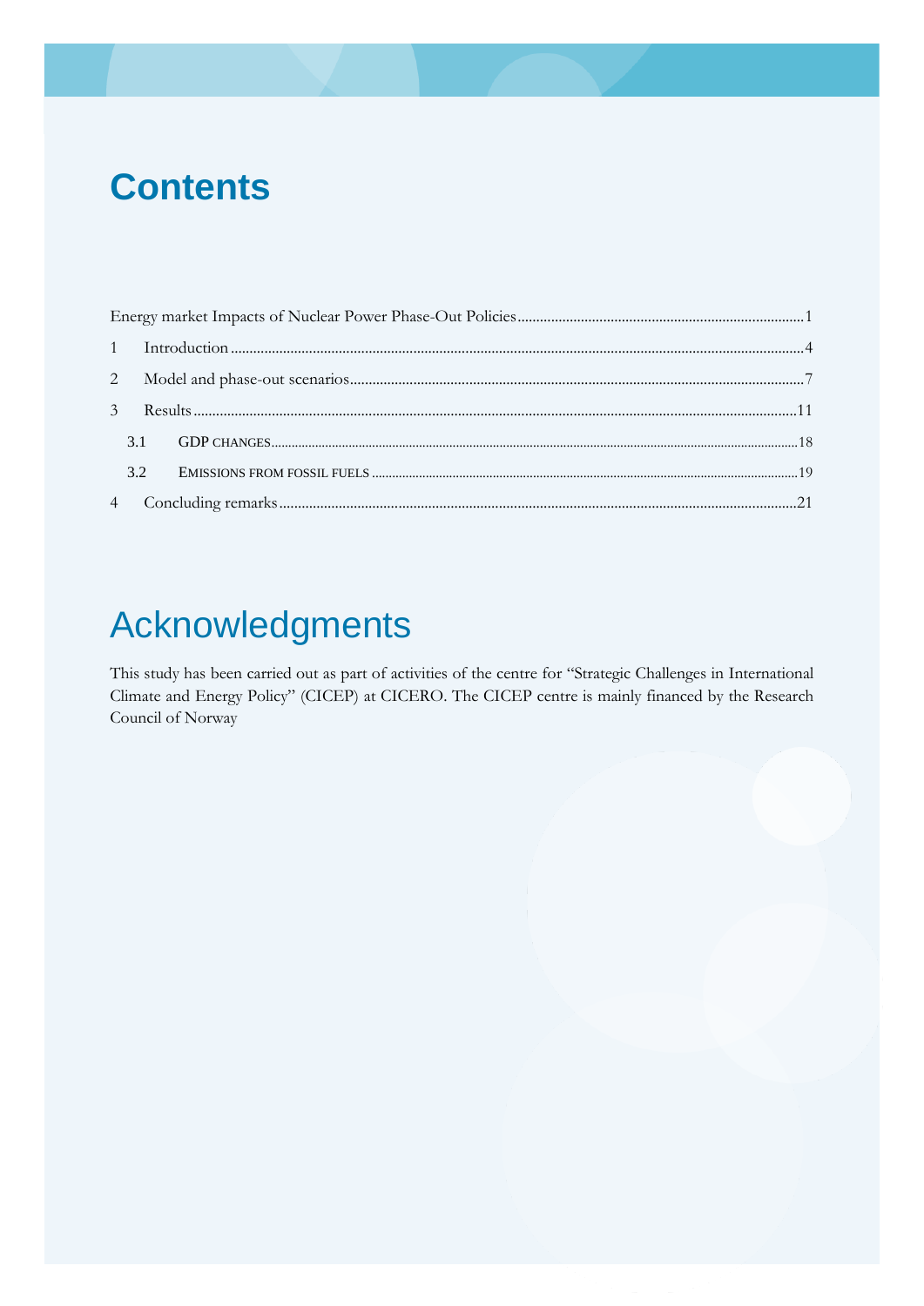# Contents

Energy market Impacts of Nuclear Power Phase-Out Policies ............................................................................1

1 Introduction .........................................................................................................................................4

2 Model and phase-out scenarios ..........................................................................................................7

3 Results .................................................................................................................................................11

3.1 GDP CHANGES ..........................................................................................................................................18

3.2 EMISSIONS FROM FOSSIL FUELS ....................................................................................................................19

4 Concluding remarks ...........................................................................................................................21

# Acknowledgments

This study has been carried out as part of activities of the centre for "Strategic Challenges in International Climate and Energy Policy" (CICEP) at CICERO. The CICEP centre is mainly financed by the Research Council of Norway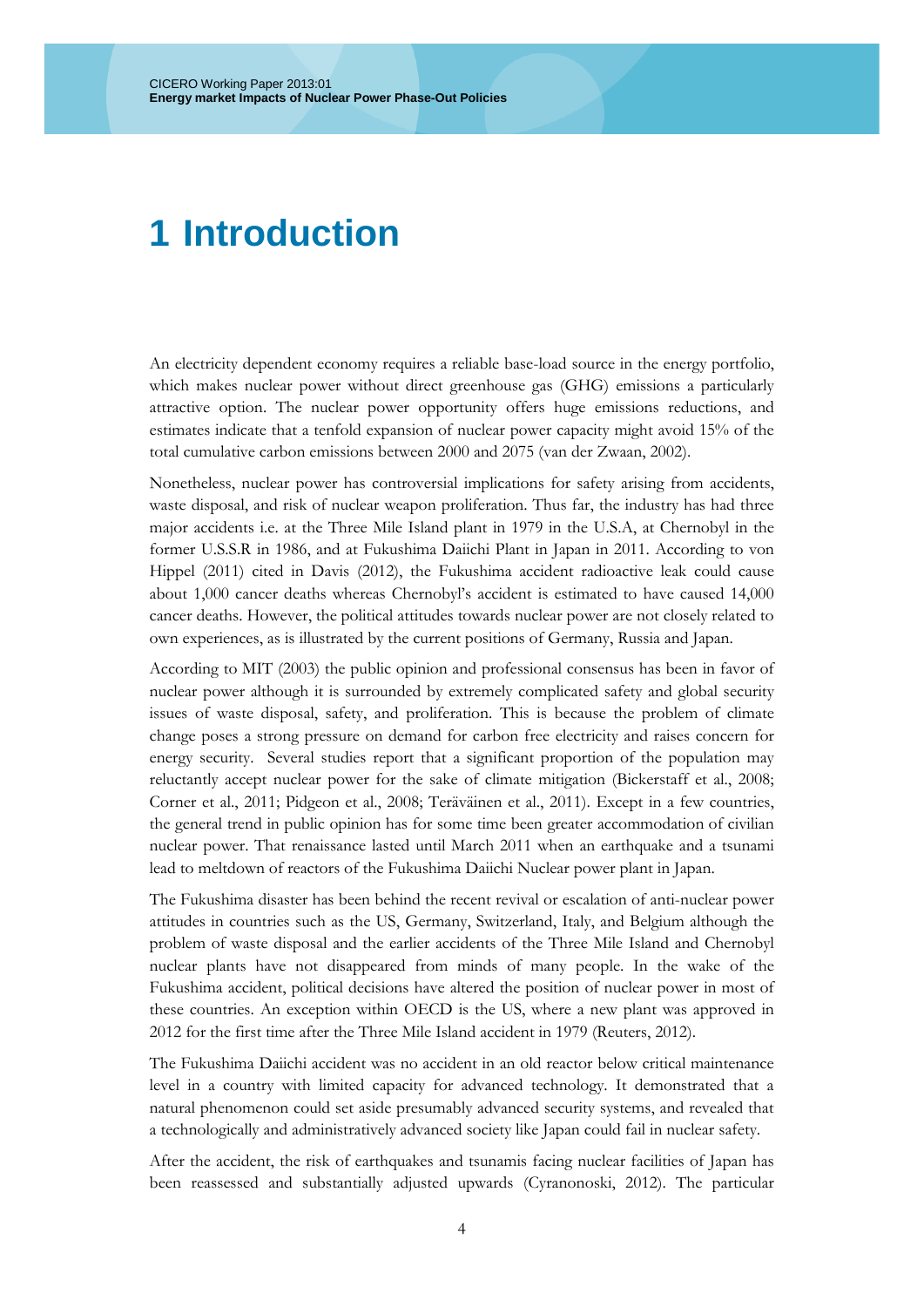# 1 Introduction

An electricity dependent economy requires a reliable base-load source in the energy portfolio, which makes nuclear power without direct greenhouse gas (GHG) emissions a particularly attractive option. The nuclear power opportunity offers huge emissions reductions, and estimates indicate that a tenfold expansion of nuclear power capacity might avoid 15% of the total cumulative carbon emissions between 2000 and 2075 (van der Zwaan, 2002).

Nonetheless, nuclear power has controversial implications for safety arising from accidents, waste disposal, and risk of nuclear weapon proliferation. Thus far, the industry has had three major accidents i.e. at the Three Mile Island plant in 1979 in the U.S.A, at Chernobyl in the former U.S.S.R in 1986, and at Fukushima Daiichi Plant in Japan in 2011. According to von Hippel (2011) cited in Davis (2012), the Fukushima accident radioactive leak could cause about 1,000 cancer deaths whereas Chernobyl's accident is estimated to have caused 14,000 cancer deaths. However, the political attitudes towards nuclear power are not closely related to own experiences, as is illustrated by the current positions of Germany, Russia and Japan.

According to MIT (2003) the public opinion and professional consensus has been in favor of nuclear power although it is surrounded by extremely complicated safety and global security issues of waste disposal, safety, and proliferation. This is because the problem of climate change poses a strong pressure on demand for carbon free electricity and raises concern for energy security. Several studies report that a significant proportion of the population may reluctantly accept nuclear power for the sake of climate mitigation (Bickerstaff et al., 2008; Corner et al., 2011; Pidgeon et al., 2008; Teräväinen et al., 2011). Except in a few countries, the general trend in public opinion has for some time been greater accommodation of civilian nuclear power. That renaissance lasted until March 2011 when an earthquake and a tsunami lead to meltdown of reactors of the Fukushima Daiichi Nuclear power plant in Japan.

The Fukushima disaster has been behind the recent revival or escalation of anti-nuclear power attitudes in countries such as the US, Germany, Switzerland, Italy, and Belgium although the problem of waste disposal and the earlier accidents of the Three Mile Island and Chernobyl nuclear plants have not disappeared from minds of many people. In the wake of the Fukushima accident, political decisions have altered the position of nuclear power in most of these countries. An exception within OECD is the US, where a new plant was approved in 2012 for the first time after the Three Mile Island accident in 1979 (Reuters, 2012).

The Fukushima Daiichi accident was no accident in an old reactor below critical maintenance level in a country with limited capacity for advanced technology. It demonstrated that a natural phenomenon could set aside presumably advanced security systems, and revealed that a technologically and administratively advanced society like Japan could fail in nuclear safety.

After the accident, the risk of earthquakes and tsunamis facing nuclear facilities of Japan has been reassessed and substantially adjusted upwards (Cyranonoski, 2012). The particular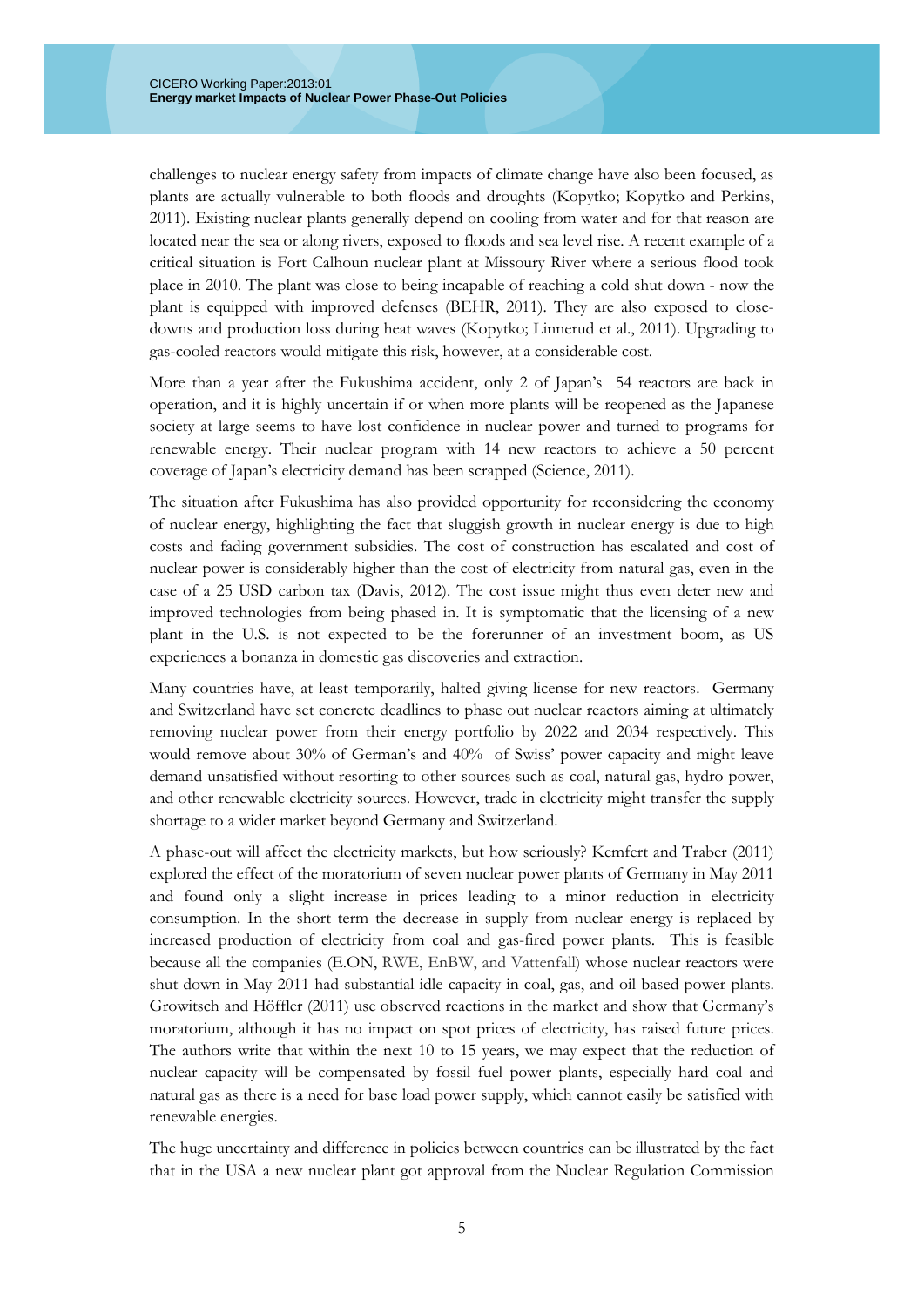challenges to nuclear energy safety from impacts of climate change have also been focused, as plants are actually vulnerable to both floods and droughts (Kopytko; Kopytko and Perkins, 2011). Existing nuclear plants generally depend on cooling from water and for that reason are located near the sea or along rivers, exposed to floods and sea level rise. A recent example of a critical situation is Fort Calhoun nuclear plant at Missoury River where a serious flood took place in 2010. The plant was close to being incapable of reaching a cold shut down - now the plant is equipped with improved defenses (BEHR, 2011). They are also exposed to close-downs and production loss during heat waves (Kopytko; Linnerud et al., 2011). Upgrading to gas-cooled reactors would mitigate this risk, however, at a considerable cost.

More than a year after the Fukushima accident, only 2 of Japan's 54 reactors are back in operation, and it is highly uncertain if or when more plants will be reopened as the Japanese society at large seems to have lost confidence in nuclear power and turned to programs for renewable energy. Their nuclear program with 14 new reactors to achieve a 50 percent coverage of Japan's electricity demand has been scrapped (Science, 2011).

The situation after Fukushima has also provided opportunity for reconsidering the economy of nuclear energy, highlighting the fact that sluggish growth in nuclear energy is due to high costs and fading government subsidies. The cost of construction has escalated and cost of nuclear power is considerably higher than the cost of electricity from natural gas, even in the case of a 25 USD carbon tax (Davis, 2012). The cost issue might thus even deter new and improved technologies from being phased in. It is symptomatic that the licensing of a new plant in the U.S. is not expected to be the forerunner of an investment boom, as US experiences a bonanza in domestic gas discoveries and extraction.

Many countries have, at least temporarily, halted giving license for new reactors. Germany and Switzerland have set concrete deadlines to phase out nuclear reactors aiming at ultimately removing nuclear power from their energy portfolio by 2022 and 2034 respectively. This would remove about 30% of German's and 40% of Swiss' power capacity and might leave demand unsatisfied without resorting to other sources such as coal, natural gas, hydro power, and other renewable electricity sources. However, trade in electricity might transfer the supply shortage to a wider market beyond Germany and Switzerland.

A phase-out will affect the electricity markets, but how seriously? Kemfert and Traber (2011) explored the effect of the moratorium of seven nuclear power plants of Germany in May 2011 and found only a slight increase in prices leading to a minor reduction in electricity consumption. In the short term the decrease in supply from nuclear energy is replaced by increased production of electricity from coal and gas-fired power plants. This is feasible because all the companies (E.ON, RWE, EnBW, and Vattenfall) whose nuclear reactors were shut down in May 2011 had substantial idle capacity in coal, gas, and oil based power plants. Growitsch and Höffler (2011) use observed reactions in the market and show that Germany's moratorium, although it has no impact on spot prices of electricity, has raised future prices. The authors write that within the next 10 to 15 years, we may expect that the reduction of nuclear capacity will be compensated by fossil fuel power plants, especially hard coal and natural gas as there is a need for base load power supply, which cannot easily be satisfied with renewable energies.

The huge uncertainty and difference in policies between countries can be illustrated by the fact that in the USA a new nuclear plant got approval from the Nuclear Regulation Commission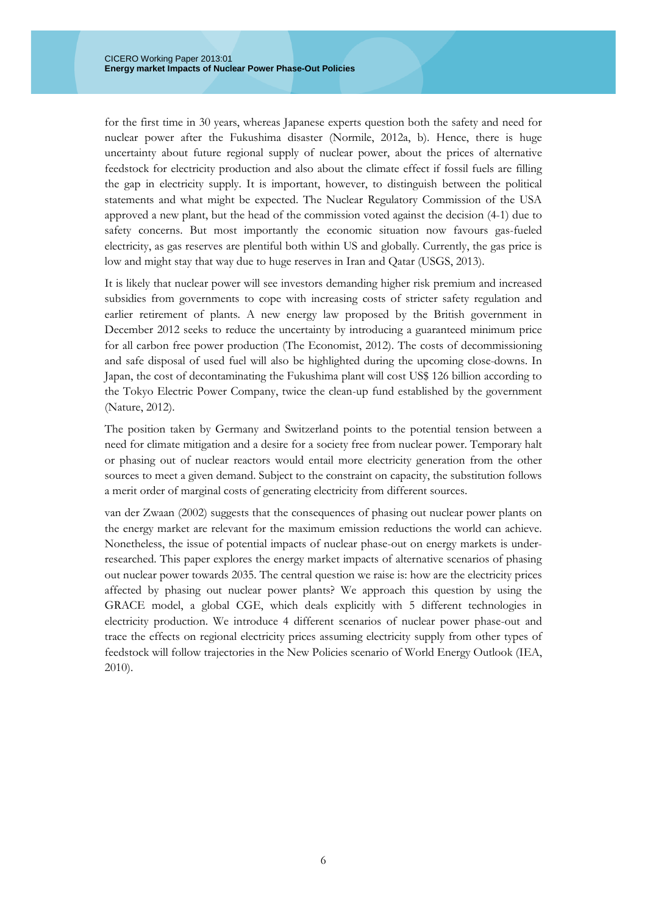for the first time in 30 years, whereas Japanese experts question both the safety and need for nuclear power after the Fukushima disaster (Normile, 2012a, b). Hence, there is huge uncertainty about future regional supply of nuclear power, about the prices of alternative feedstock for electricity production and also about the climate effect if fossil fuels are filling the gap in electricity supply. It is important, however, to distinguish between the political statements and what might be expected. The Nuclear Regulatory Commission of the USA approved a new plant, but the head of the commission voted against the decision (4-1) due to safety concerns. But most importantly the economic situation now favours gas-fueled electricity, as gas reserves are plentiful both within US and globally. Currently, the gas price is low and might stay that way due to huge reserves in Iran and Qatar (USGS, 2013).

It is likely that nuclear power will see investors demanding higher risk premium and increased subsidies from governments to cope with increasing costs of stricter safety regulation and earlier retirement of plants. A new energy law proposed by the British government in December 2012 seeks to reduce the uncertainty by introducing a guaranteed minimum price for all carbon free power production (The Economist, 2012). The costs of decommissioning and safe disposal of used fuel will also be highlighted during the upcoming close-downs. In Japan, the cost of decontaminating the Fukushima plant will cost US$ 126 billion according to the Tokyo Electric Power Company, twice the clean-up fund established by the government (Nature, 2012).

The position taken by Germany and Switzerland points to the potential tension between a need for climate mitigation and a desire for a society free from nuclear power. Temporary halt or phasing out of nuclear reactors would entail more electricity generation from the other sources to meet a given demand. Subject to the constraint on capacity, the substitution follows a merit order of marginal costs of generating electricity from different sources.

van der Zwaan (2002) suggests that the consequences of phasing out nuclear power plants on the energy market are relevant for the maximum emission reductions the world can achieve. Nonetheless, the issue of potential impacts of nuclear phase-out on energy markets is under-researched. This paper explores the energy market impacts of alternative scenarios of phasing out nuclear power towards 2035. The central question we raise is: how are the electricity prices affected by phasing out nuclear power plants? We approach this question by using the GRACE model, a global CGE, which deals explicitly with 5 different technologies in electricity production. We introduce 4 different scenarios of nuclear power phase-out and trace the effects on regional electricity prices assuming electricity supply from other types of feedstock will follow trajectories in the New Policies scenario of World Energy Outlook (IEA, 2010).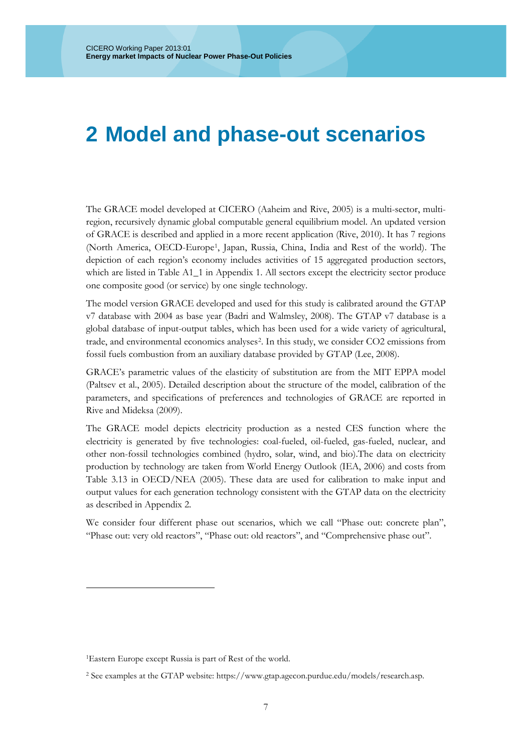# 2 Model and phase-out scenarios

The GRACE model developed at CICERO (Aaheim and Rive, 2005) is a multi-sector, multi-region, recursively dynamic global computable general equilibrium model. An updated version of GRACE is described and applied in a more recent application (Rive, 2010). It has 7 regions (North America, OECD-Europe[1], Japan, Russia, China, India and Rest of the world). The depiction of each region's economy includes activities of 15 aggregated production sectors, which are listed in Table A1_1 in Appendix 1. All sectors except the electricity sector produce one composite good (or service) by one single technology.

The model version GRACE developed and used for this study is calibrated around the GTAP v7 database with 2004 as base year (Badri and Walmsley, 2008). The GTAP v7 database is a global database of input-output tables, which has been used for a wide variety of agricultural, trade, and environmental economics analyses[2]. In this study, we consider CO2 emissions from fossil fuels combustion from an auxiliary database provided by GTAP (Lee, 2008).

GRACE's parametric values of the elasticity of substitution are from the MIT EPPA model (Paltsev et al., 2005). Detailed description about the structure of the model, calibration of the parameters, and specifications of preferences and technologies of GRACE are reported in Rive and Mideksa (2009).

The GRACE model depicts electricity production as a nested CES function where the electricity is generated by five technologies: coal-fueled, oil-fueled, gas-fueled, nuclear, and other non-fossil technologies combined (hydro, solar, wind, and bio).The data on electricity production by technology are taken from World Energy Outlook (IEA, 2006) and costs from Table 3.13 in OECD/NEA (2005). These data are used for calibration to make input and output values for each generation technology consistent with the GTAP data on the electricity as described in Appendix 2.

We consider four different phase out scenarios, which we call "Phase out: concrete plan", "Phase out: very old reactors", "Phase out: old reactors", and "Comprehensive phase out".

---

[1] Eastern Europe except Russia is part of Rest of the world.

[2] See examples at the GTAP website: https://www.gtap.agecon.purdue.edu/models/research.asp.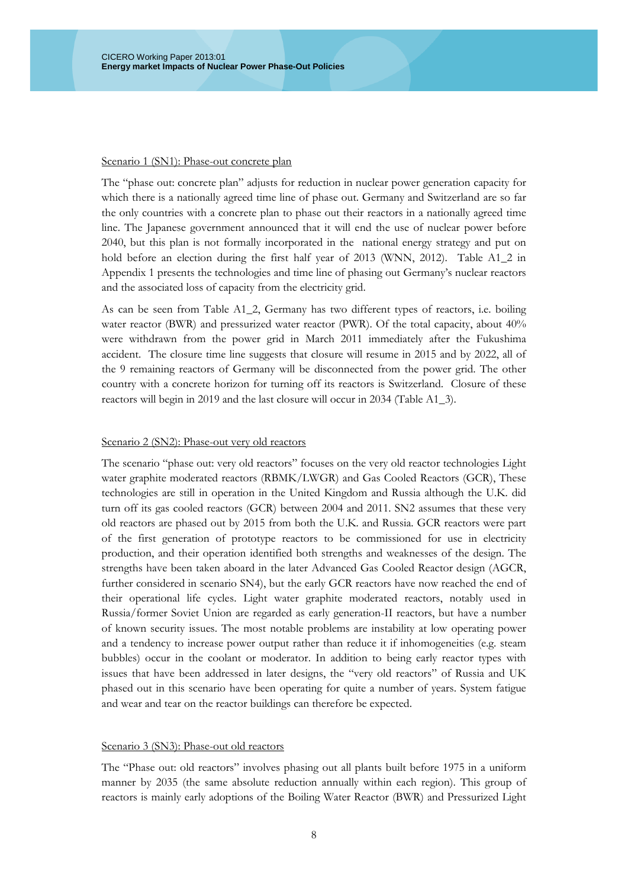Scenario 1 (SN1): Phase-out concrete plan

The "phase out: concrete plan" adjusts for reduction in nuclear power generation capacity for which there is a nationally agreed time line of phase out. Germany and Switzerland are so far the only countries with a concrete plan to phase out their reactors in a nationally agreed time line. The Japanese government announced that it will end the use of nuclear power before 2040, but this plan is not formally incorporated in the national energy strategy and put on hold before an election during the first half year of 2013 (WNN, 2012). Table A1_2 in Appendix 1 presents the technologies and time line of phasing out Germany's nuclear reactors and the associated loss of capacity from the electricity grid.

As can be seen from Table A1_2, Germany has two different types of reactors, i.e. boiling water reactor (BWR) and pressurized water reactor (PWR). Of the total capacity, about 40% were withdrawn from the power grid in March 2011 immediately after the Fukushima accident. The closure time line suggests that closure will resume in 2015 and by 2022, all of the 9 remaining reactors of Germany will be disconnected from the power grid. The other country with a concrete horizon for turning off its reactors is Switzerland. Closure of these reactors will begin in 2019 and the last closure will occur in 2034 (Table A1_3).

Scenario 2 (SN2): Phase-out very old reactors

The scenario "phase out: very old reactors" focuses on the very old reactor technologies Light water graphite moderated reactors (RBMK/LWGR) and Gas Cooled Reactors (GCR), These technologies are still in operation in the United Kingdom and Russia although the U.K. did turn off its gas cooled reactors (GCR) between 2004 and 2011. SN2 assumes that these very old reactors are phased out by 2015 from both the U.K. and Russia. GCR reactors were part of the first generation of prototype reactors to be commissioned for use in electricity production, and their operation identified both strengths and weaknesses of the design. The strengths have been taken aboard in the later Advanced Gas Cooled Reactor design (AGCR, further considered in scenario SN4), but the early GCR reactors have now reached the end of their operational life cycles. Light water graphite moderated reactors, notably used in Russia/former Soviet Union are regarded as early generation-II reactors, but have a number of known security issues. The most notable problems are instability at low operating power and a tendency to increase power output rather than reduce it if inhomogeneities (e.g. steam bubbles) occur in the coolant or moderator. In addition to being early reactor types with issues that have been addressed in later designs, the "very old reactors" of Russia and UK phased out in this scenario have been operating for quite a number of years. System fatigue and wear and tear on the reactor buildings can therefore be expected.

Scenario 3 (SN3): Phase-out old reactors

The "Phase out: old reactors" involves phasing out all plants built before 1975 in a uniform manner by 2035 (the same absolute reduction annually within each region). This group of reactors is mainly early adoptions of the Boiling Water Reactor (BWR) and Pressurized Light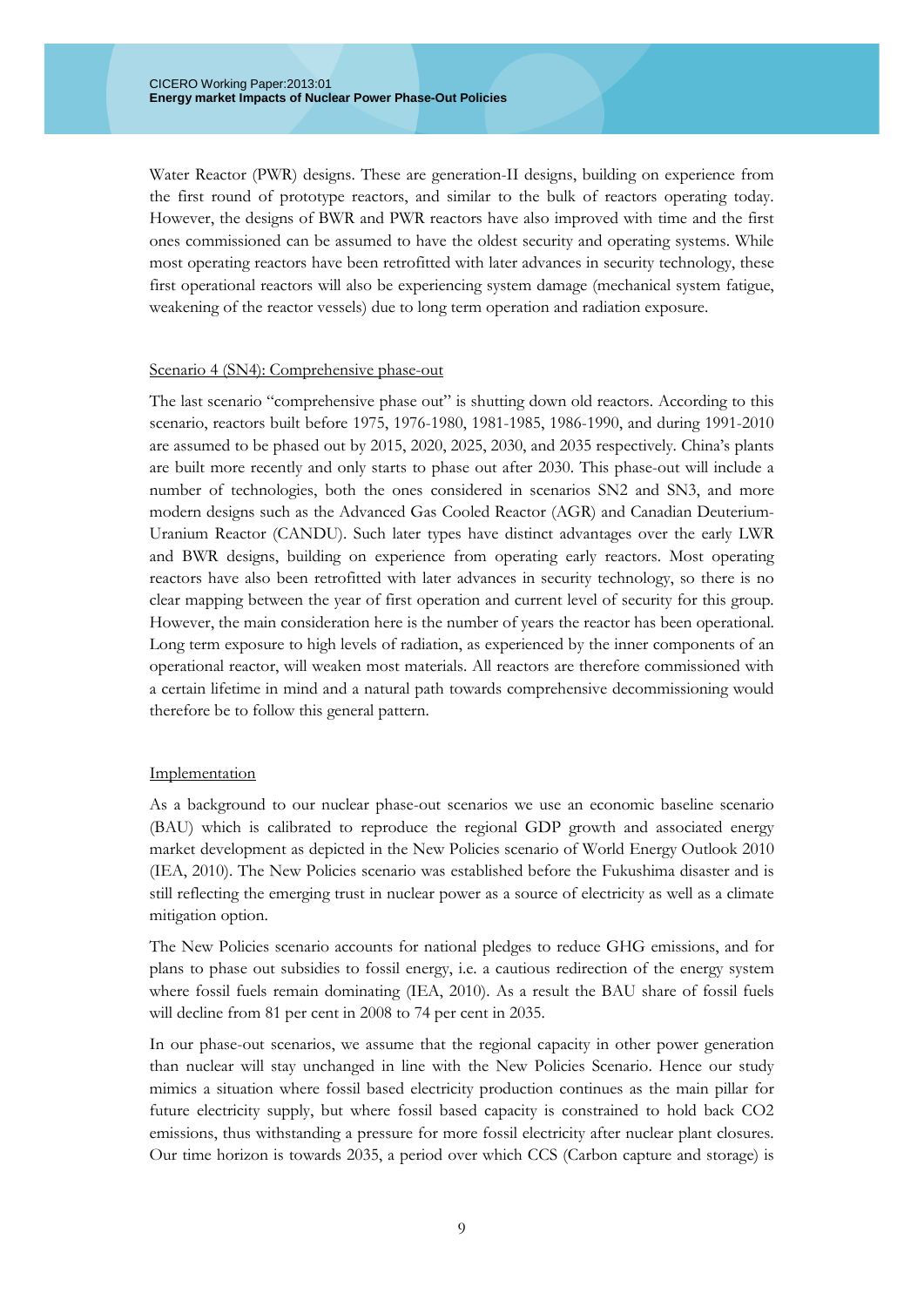Water Reactor (PWR) designs. These are generation-II designs, building on experience from the first round of prototype reactors, and similar to the bulk of reactors operating today. However, the designs of BWR and PWR reactors have also improved with time and the first ones commissioned can be assumed to have the oldest security and operating systems. While most operating reactors have been retrofitted with later advances in security technology, these first operational reactors will also be experiencing system damage (mechanical system fatigue, weakening of the reactor vessels) due to long term operation and radiation exposure.

Scenario 4 (SN4): Comprehensive phase-out

The last scenario "comprehensive phase out" is shutting down old reactors. According to this scenario, reactors built before 1975, 1976-1980, 1981-1985, 1986-1990, and during 1991-2010 are assumed to be phased out by 2015, 2020, 2025, 2030, and 2035 respectively. China's plants are built more recently and only starts to phase out after 2030. This phase-out will include a number of technologies, both the ones considered in scenarios SN2 and SN3, and more modern designs such as the Advanced Gas Cooled Reactor (AGR) and Canadian Deuterium-Uranium Reactor (CANDU). Such later types have distinct advantages over the early LWR and BWR designs, building on experience from operating early reactors. Most operating reactors have also been retrofitted with later advances in security technology, so there is no clear mapping between the year of first operation and current level of security for this group. However, the main consideration here is the number of years the reactor has been operational. Long term exposure to high levels of radiation, as experienced by the inner components of an operational reactor, will weaken most materials. All reactors are therefore commissioned with a certain lifetime in mind and a natural path towards comprehensive decommissioning would therefore be to follow this general pattern.

Implementation

As a background to our nuclear phase-out scenarios we use an economic baseline scenario (BAU) which is calibrated to reproduce the regional GDP growth and associated energy market development as depicted in the New Policies scenario of World Energy Outlook 2010 (IEA, 2010). The New Policies scenario was established before the Fukushima disaster and is still reflecting the emerging trust in nuclear power as a source of electricity as well as a climate mitigation option.

The New Policies scenario accounts for national pledges to reduce GHG emissions, and for plans to phase out subsidies to fossil energy, i.e. a cautious redirection of the energy system where fossil fuels remain dominating (IEA, 2010). As a result the BAU share of fossil fuels will decline from 81 per cent in 2008 to 74 per cent in 2035.

In our phase-out scenarios, we assume that the regional capacity in other power generation than nuclear will stay unchanged in line with the New Policies Scenario. Hence our study mimics a situation where fossil based electricity production continues as the main pillar for future electricity supply, but where fossil based capacity is constrained to hold back $CO_2$ emissions, thus withstanding a pressure for more fossil electricity after nuclear plant closures. Our time horizon is towards 2035, a period over which CCS (Carbon capture and storage) is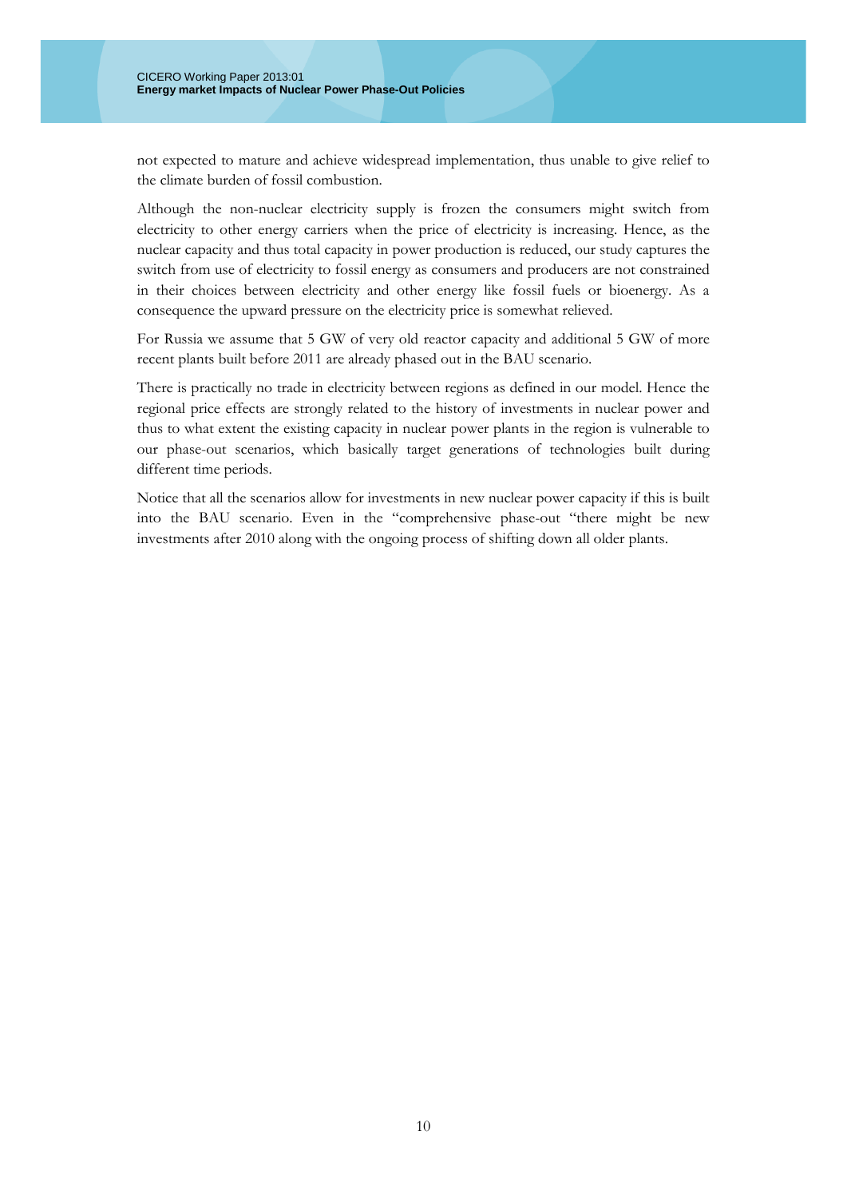not expected to mature and achieve widespread implementation, thus unable to give relief to the climate burden of fossil combustion.

Although the non-nuclear electricity supply is frozen the consumers might switch from electricity to other energy carriers when the price of electricity is increasing. Hence, as the nuclear capacity and thus total capacity in power production is reduced, our study captures the switch from use of electricity to fossil energy as consumers and producers are not constrained in their choices between electricity and other energy like fossil fuels or bioenergy. As a consequence the upward pressure on the electricity price is somewhat relieved.

For Russia we assume that 5 GW of very old reactor capacity and additional 5 GW of more recent plants built before 2011 are already phased out in the BAU scenario.

There is practically no trade in electricity between regions as defined in our model. Hence the regional price effects are strongly related to the history of investments in nuclear power and thus to what extent the existing capacity in nuclear power plants in the region is vulnerable to our phase-out scenarios, which basically target generations of technologies built during different time periods.

Notice that all the scenarios allow for investments in new nuclear power capacity if this is built into the BAU scenario. Even in the "comprehensive phase-out "there might be new investments after 2010 along with the ongoing process of shifting down all older plants.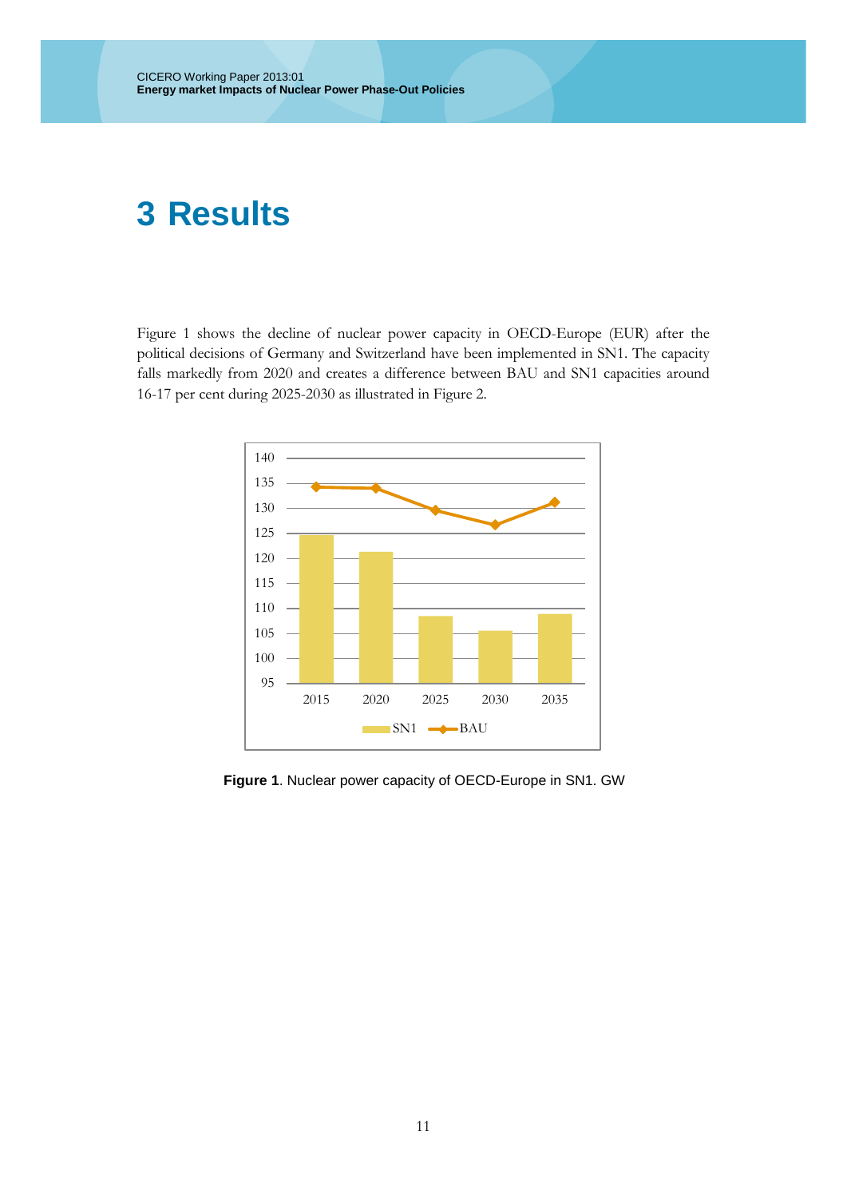# 3 Results

Figure 1 shows the decline of nuclear power capacity in OECD-Europe (EUR) after the political decisions of Germany and Switzerland have been implemented in SN1. The capacity falls markedly from 2020 and creates a difference between BAU and SN1 capacities around 16-17 per cent during 2025-2030 as illustrated in Figure 2.

**Figure 1**. Nuclear power capacity of OECD-Europe in SN1. GW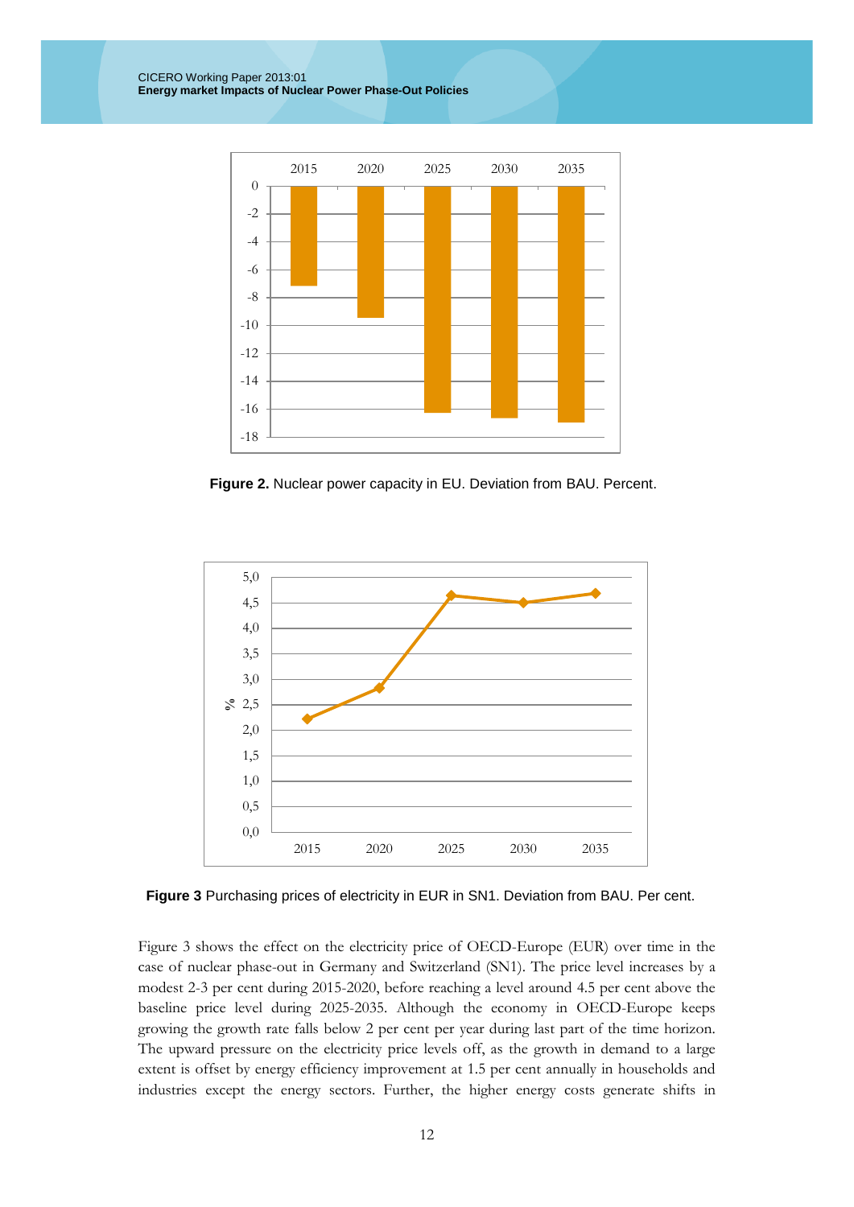**Figure 2.** Nuclear power capacity in EU. Deviation from BAU. Percent.

**Figure 3** Purchasing prices of electricity in EUR in SN1. Deviation from BAU. Per cent.

Figure 3 shows the effect on the electricity price of OECD-Europe (EUR) over time in the case of nuclear phase-out in Germany and Switzerland (SN1). The price level increases by a modest 2-3 per cent during 2015-2020, before reaching a level around 4.5 per cent above the baseline price level during 2025-2035. Although the economy in OECD-Europe keeps growing the growth rate falls below 2 per cent per year during last part of the time horizon. The upward pressure on the electricity price levels off, as the growth in demand to a large extent is offset by energy efficiency improvement at 1.5 per cent annually in households and industries except the energy sectors. Further, the higher energy costs generate shifts in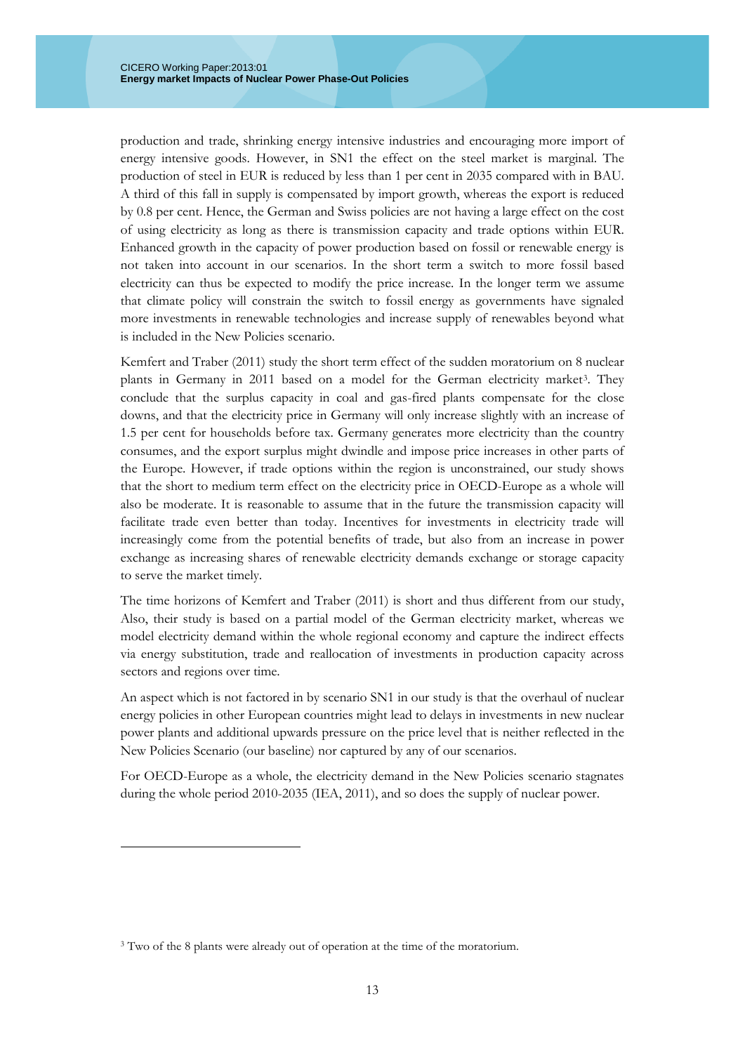production and trade, shrinking energy intensive industries and encouraging more import of energy intensive goods. However, in SN1 the effect on the steel market is marginal. The production of steel in EUR is reduced by less than 1 per cent in 2035 compared with in BAU. A third of this fall in supply is compensated by import growth, whereas the export is reduced by 0.8 per cent. Hence, the German and Swiss policies are not having a large effect on the cost of using electricity as long as there is transmission capacity and trade options within EUR. Enhanced growth in the capacity of power production based on fossil or renewable energy is not taken into account in our scenarios. In the short term a switch to more fossil based electricity can thus be expected to modify the price increase. In the longer term we assume that climate policy will constrain the switch to fossil energy as governments have signaled more investments in renewable technologies and increase supply of renewables beyond what is included in the New Policies scenario.

Kemfert and Traber (2011) study the short term effect of the sudden moratorium on 8 nuclear plants in Germany in 2011 based on a model for the German electricity market[3]. They conclude that the surplus capacity in coal and gas-fired plants compensate for the close downs, and that the electricity price in Germany will only increase slightly with an increase of 1.5 per cent for households before tax. Germany generates more electricity than the country consumes, and the export surplus might dwindle and impose price increases in other parts of the Europe. However, if trade options within the region is unconstrained, our study shows that the short to medium term effect on the electricity price in OECD-Europe as a whole will also be moderate. It is reasonable to assume that in the future the transmission capacity will facilitate trade even better than today. Incentives for investments in electricity trade will increasingly come from the potential benefits of trade, but also from an increase in power exchange as increasing shares of renewable electricity demands exchange or storage capacity to serve the market timely.

The time horizons of Kemfert and Traber (2011) is short and thus different from our study, Also, their study is based on a partial model of the German electricity market, whereas we model electricity demand within the whole regional economy and capture the indirect effects via energy substitution, trade and reallocation of investments in production capacity across sectors and regions over time.

An aspect which is not factored in by scenario SN1 in our study is that the overhaul of nuclear energy policies in other European countries might lead to delays in investments in new nuclear power plants and additional upwards pressure on the price level that is neither reflected in the New Policies Scenario (our baseline) nor captured by any of our scenarios.

For OECD-Europe as a whole, the electricity demand in the New Policies scenario stagnates during the whole period 2010-2035 (IEA, 2011), and so does the supply of nuclear power.

---

[3] Two of the 8 plants were already out of operation at the time of the moratorium.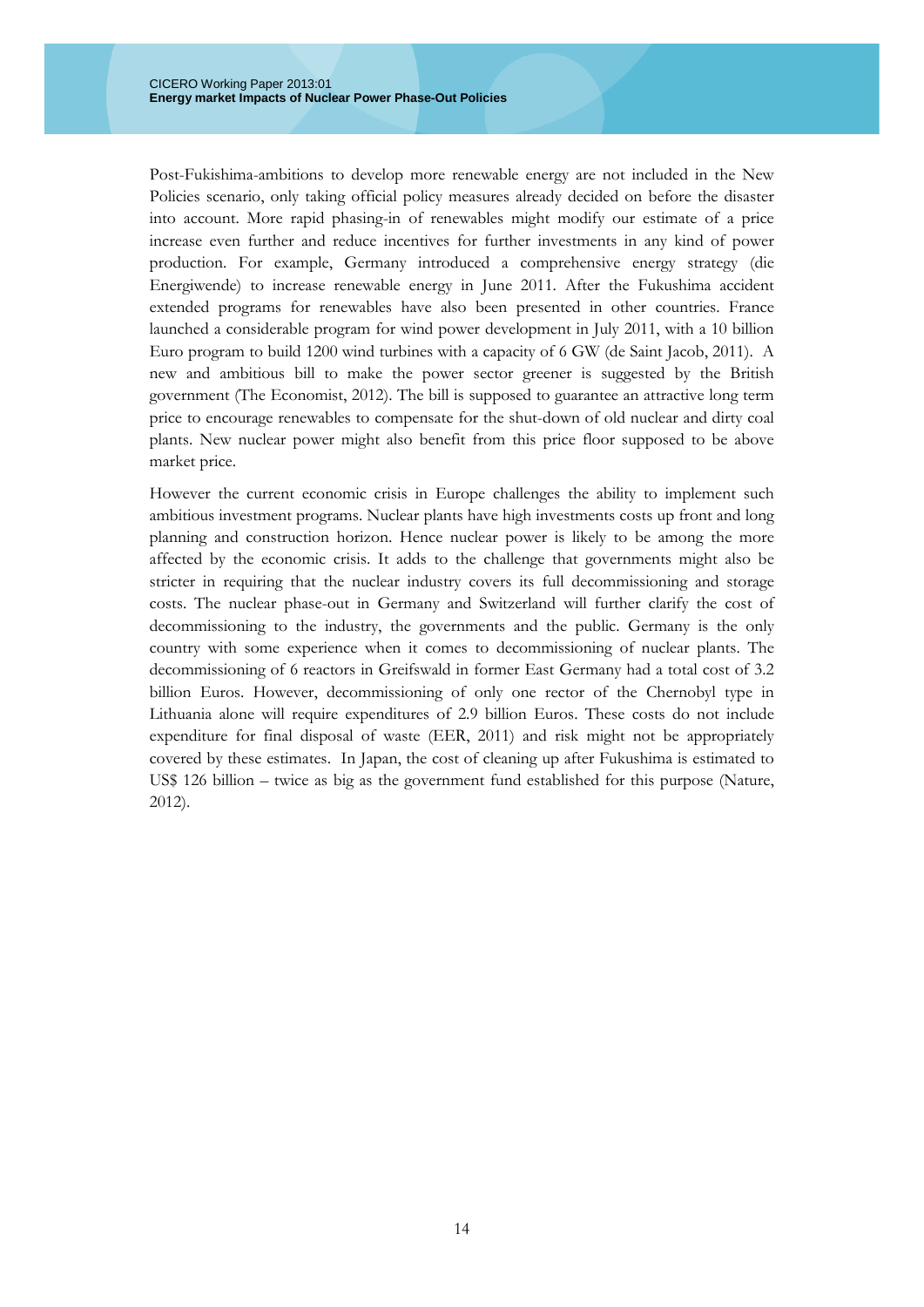Post-Fukishima-ambitions to develop more renewable energy are not included in the New Policies scenario, only taking official policy measures already decided on before the disaster into account. More rapid phasing-in of renewables might modify our estimate of a price increase even further and reduce incentives for further investments in any kind of power production. For example, Germany introduced a comprehensive energy strategy (die Energiwende) to increase renewable energy in June 2011. After the Fukushima accident extended programs for renewables have also been presented in other countries. France launched a considerable program for wind power development in July 2011, with a 10 billion Euro program to build 1200 wind turbines with a capacity of 6 GW (de Saint Jacob, 2011). A new and ambitious bill to make the power sector greener is suggested by the British government (The Economist, 2012). The bill is supposed to guarantee an attractive long term price to encourage renewables to compensate for the shut-down of old nuclear and dirty coal plants. New nuclear power might also benefit from this price floor supposed to be above market price.

However the current economic crisis in Europe challenges the ability to implement such ambitious investment programs. Nuclear plants have high investments costs up front and long planning and construction horizon. Hence nuclear power is likely to be among the more affected by the economic crisis. It adds to the challenge that governments might also be stricter in requiring that the nuclear industry covers its full decommissioning and storage costs. The nuclear phase-out in Germany and Switzerland will further clarify the cost of decommissioning to the industry, the governments and the public. Germany is the only country with some experience when it comes to decommissioning of nuclear plants. The decommissioning of 6 reactors in Greifswald in former East Germany had a total cost of 3.2 billion Euros. However, decommissioning of only one rector of the Chernobyl type in Lithuania alone will require expenditures of 2.9 billion Euros. These costs do not include expenditure for final disposal of waste (EER, 2011) and risk might not be appropriately covered by these estimates. In Japan, the cost of cleaning up after Fukushima is estimated to US$ 126 billion – twice as big as the government fund established for this purpose (Nature, 2012).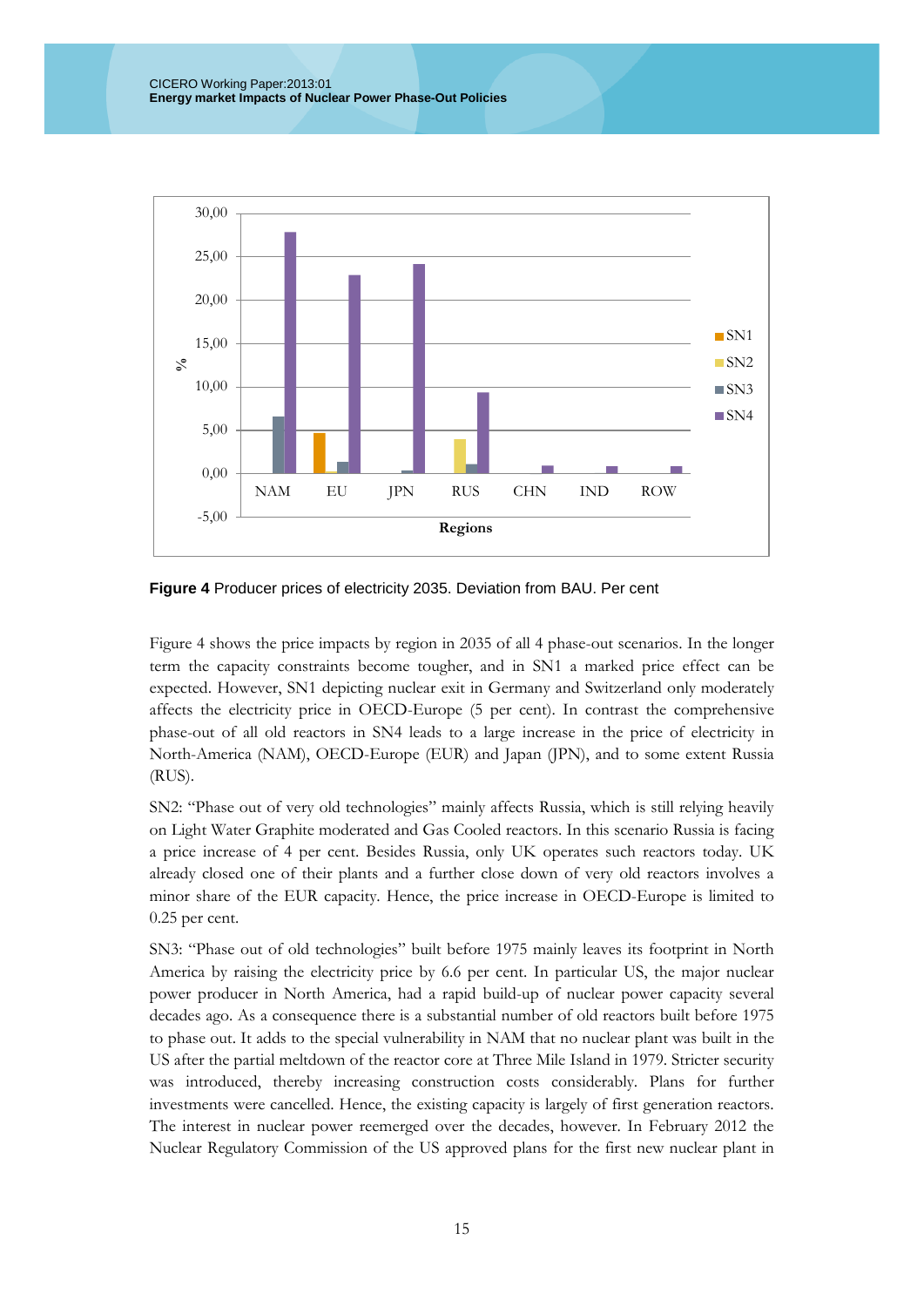**Figure 4** Producer prices of electricity 2035. Deviation from BAU. Per cent

Figure 4 shows the price impacts by region in 2035 of all 4 phase-out scenarios. In the longer term the capacity constraints become tougher, and in SN1 a marked price effect can be expected. However, SN1 depicting nuclear exit in Germany and Switzerland only moderately affects the electricity price in OECD-Europe (5 per cent). In contrast the comprehensive phase-out of all old reactors in SN4 leads to a large increase in the price of electricity in North-America (NAM), OECD-Europe (EUR) and Japan (JPN), and to some extent Russia (RUS).

SN2: "Phase out of very old technologies" mainly affects Russia, which is still relying heavily on Light Water Graphite moderated and Gas Cooled reactors. In this scenario Russia is facing a price increase of 4 per cent. Besides Russia, only UK operates such reactors today. UK already closed one of their plants and a further close down of very old reactors involves a minor share of the EUR capacity. Hence, the price increase in OECD-Europe is limited to 0.25 per cent.

SN3: "Phase out of old technologies" built before 1975 mainly leaves its footprint in North America by raising the electricity price by 6.6 per cent. In particular US, the major nuclear power producer in North America, had a rapid build-up of nuclear power capacity several decades ago. As a consequence there is a substantial number of old reactors built before 1975 to phase out. It adds to the special vulnerability in NAM that no nuclear plant was built in the US after the partial meltdown of the reactor core at Three Mile Island in 1979. Stricter security was introduced, thereby increasing construction costs considerably. Plans for further investments were cancelled. Hence, the existing capacity is largely of first generation reactors. The interest in nuclear power reemerged over the decades, however. In February 2012 the Nuclear Regulatory Commission of the US approved plans for the first new nuclear plant in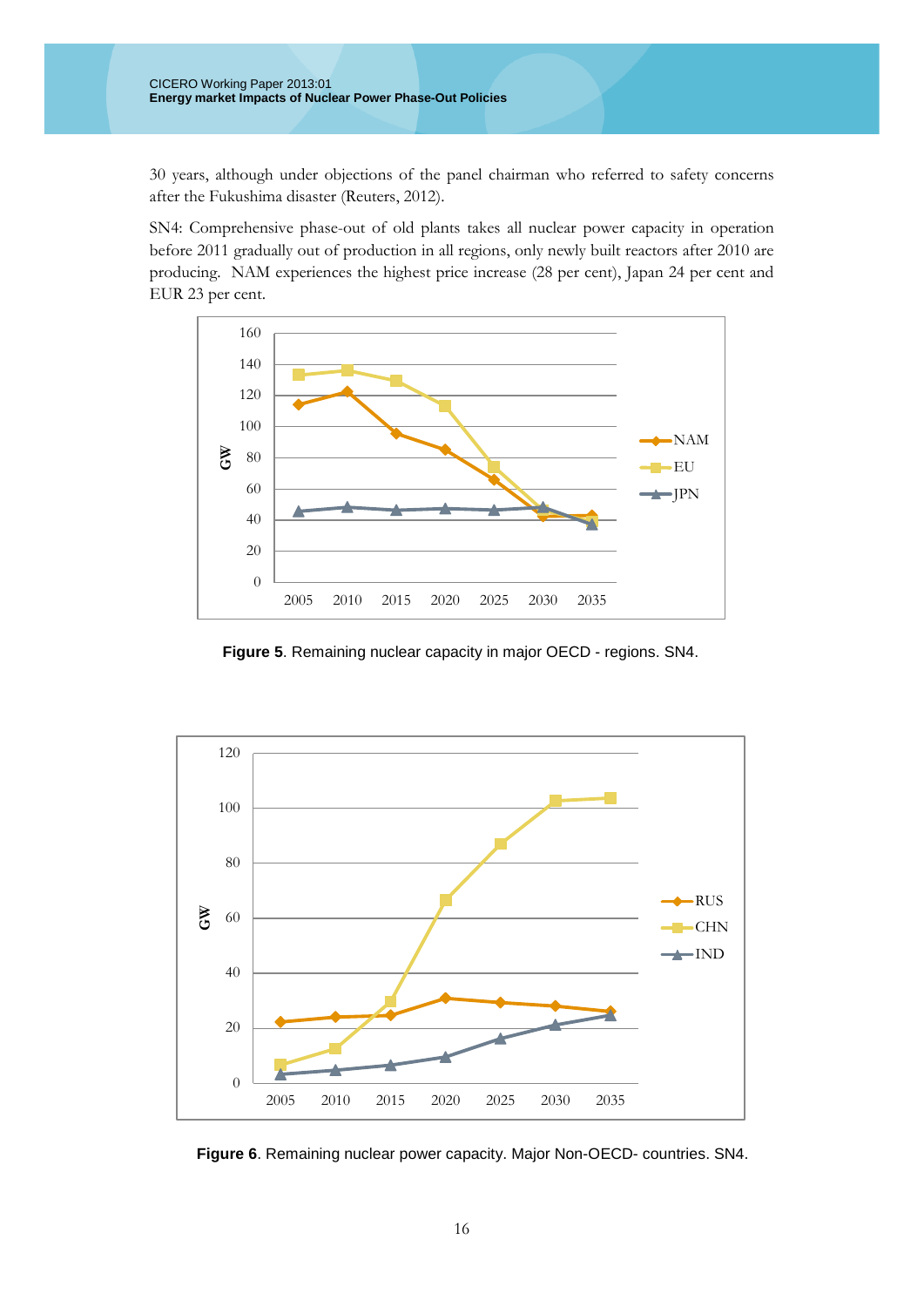30 years, although under objections of the panel chairman who referred to safety concerns after the Fukushima disaster (Reuters, 2012).

SN4: Comprehensive phase-out of old plants takes all nuclear power capacity in operation before 2011 gradually out of production in all regions, only newly built reactors after 2010 are producing. NAM experiences the highest price increase (28 per cent), Japan 24 per cent and EUR 23 per cent.

**Figure 5**. Remaining nuclear capacity in major OECD - regions. SN4.

**Figure 6**. Remaining nuclear power capacity. Major Non-OECD- countries. SN4.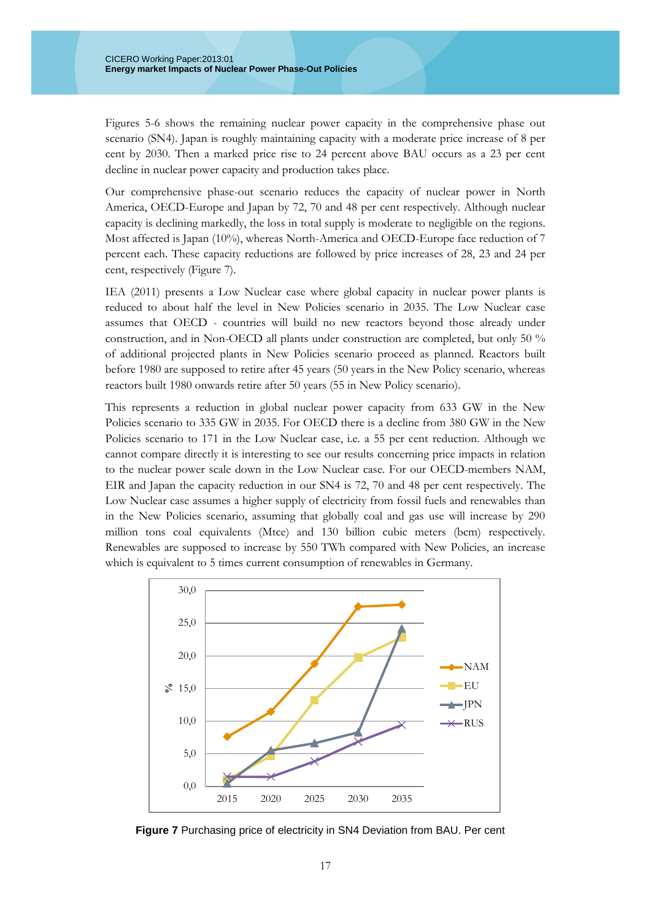Figures 5-6 shows the remaining nuclear power capacity in the comprehensive phase out scenario (SN4). Japan is roughly maintaining capacity with a moderate price increase of 8 per cent by 2030. Then a marked price rise to 24 percent above BAU occurs as a 23 per cent decline in nuclear power capacity and production takes place.

Our comprehensive phase-out scenario reduces the capacity of nuclear power in North America, OECD-Europe and Japan by 72, 70 and 48 per cent respectively. Although nuclear capacity is declining markedly, the loss in total supply is moderate to negligible on the regions. Most affected is Japan (10%), whereas North-America and OECD-Europe face reduction of 7 percent each. These capacity reductions are followed by price increases of 28, 23 and 24 per cent, respectively (Figure 7).

IEA (2011) presents a Low Nuclear case where global capacity in nuclear power plants is reduced to about half the level in New Policies scenario in 2035. The Low Nuclear case assumes that OECD - countries will build no new reactors beyond those already under construction, and in Non-OECD all plants under construction are completed, but only 50 % of additional projected plants in New Policies scenario proceed as planned. Reactors built before 1980 are supposed to retire after 45 years (50 years in the New Policy scenario, whereas reactors built 1980 onwards retire after 50 years (55 in New Policy scenario).

This represents a reduction in global nuclear power capacity from 633 GW in the New Policies scenario to 335 GW in 2035. For OECD there is a decline from 380 GW in the New Policies scenario to 171 in the Low Nuclear case, i.e. a 55 per cent reduction. Although we cannot compare directly it is interesting to see our results concerning price impacts in relation to the nuclear power scale down in the Low Nuclear case. For our OECD-members NAM, EIR and Japan the capacity reduction in our SN4 is 72, 70 and 48 per cent respectively. The Low Nuclear case assumes a higher supply of electricity from fossil fuels and renewables than in the New Policies scenario, assuming that globally coal and gas use will increase by 290 million tons coal equivalents (Mtce) and 130 billion cubic meters (bcm) respectively. Renewables are supposed to increase by 550 TWh compared with New Policies, an increase which is equivalent to 5 times current consumption of renewables in Germany.

**Figure 7** Purchasing price of electricity in SN4 Deviation from BAU. Per cent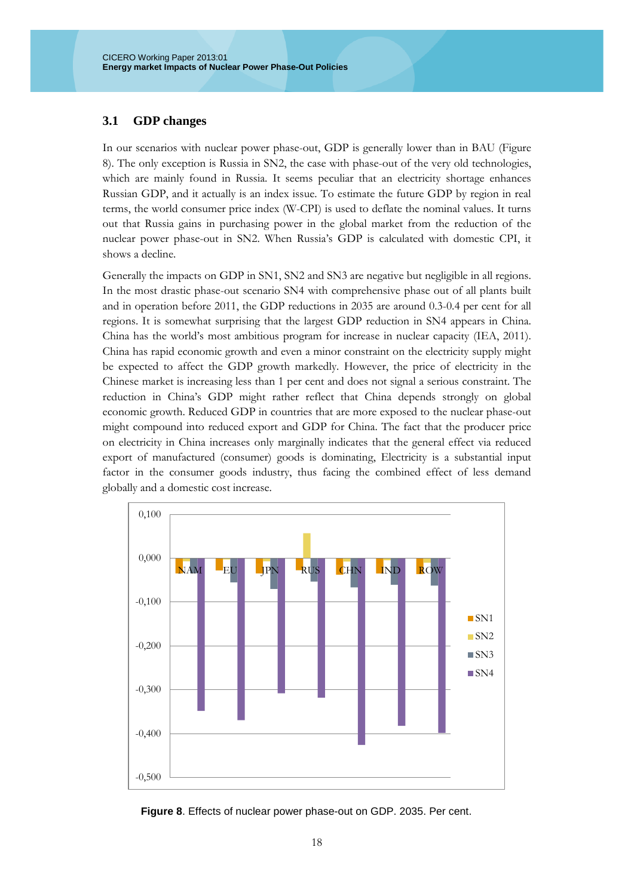### 3.1 GDP changes

In our scenarios with nuclear power phase-out, GDP is generally lower than in BAU (Figure 8). The only exception is Russia in SN2, the case with phase-out of the very old technologies, which are mainly found in Russia. It seems peculiar that an electricity shortage enhances Russian GDP, and it actually is an index issue. To estimate the future GDP by region in real terms, the world consumer price index (W-CPI) is used to deflate the nominal values. It turns out that Russia gains in purchasing power in the global market from the reduction of the nuclear power phase-out in SN2. When Russia's GDP is calculated with domestic CPI, it shows a decline.

Generally the impacts on GDP in SN1, SN2 and SN3 are negative but negligible in all regions. In the most drastic phase-out scenario SN4 with comprehensive phase out of all plants built and in operation before 2011, the GDP reductions in 2035 are around 0.3-0.4 per cent for all regions. It is somewhat surprising that the largest GDP reduction in SN4 appears in China. China has the world's most ambitious program for increase in nuclear capacity (IEA, 2011). China has rapid economic growth and even a minor constraint on the electricity supply might be expected to affect the GDP growth markedly. However, the price of electricity in the Chinese market is increasing less than 1 per cent and does not signal a serious constraint. The reduction in China's GDP might rather reflect that China depends strongly on global economic growth. Reduced GDP in countries that are more exposed to the nuclear phase-out might compound into reduced export and GDP for China. The fact that the producer price on electricity in China increases only marginally indicates that the general effect via reduced export of manufactured (consumer) goods is dominating, Electricity is a substantial input factor in the consumer goods industry, thus facing the combined effect of less demand globally and a domestic cost increase.

**Figure 8**. Effects of nuclear power phase-out on GDP. 2035. Per cent.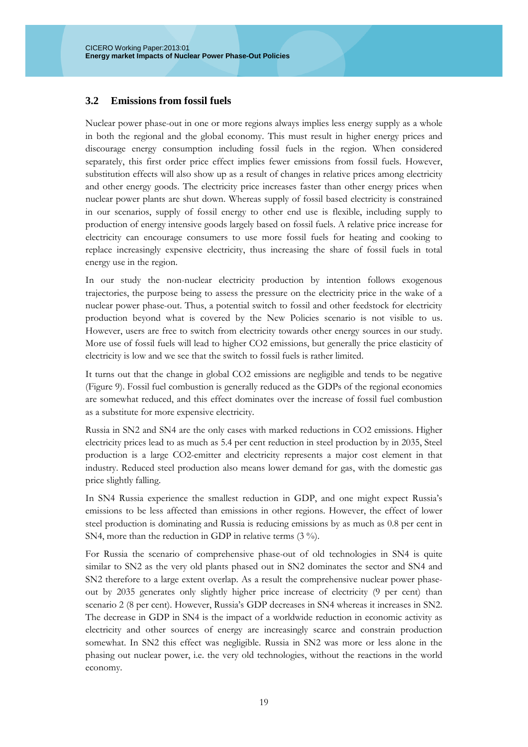### 3.2 Emissions from fossil fuels

Nuclear power phase-out in one or more regions always implies less energy supply as a whole in both the regional and the global economy. This must result in higher energy prices and discourage energy consumption including fossil fuels in the region. When considered separately, this first order price effect implies fewer emissions from fossil fuels. However, substitution effects will also show up as a result of changes in relative prices among electricity and other energy goods. The electricity price increases faster than other energy prices when nuclear power plants are shut down. Whereas supply of fossil based electricity is constrained in our scenarios, supply of fossil energy to other end use is flexible, including supply to production of energy intensive goods largely based on fossil fuels. A relative price increase for electricity can encourage consumers to use more fossil fuels for heating and cooking to replace increasingly expensive electricity, thus increasing the share of fossil fuels in total energy use in the region.

In our study the non-nuclear electricity production by intention follows exogenous trajectories, the purpose being to assess the pressure on the electricity price in the wake of a nuclear power phase-out. Thus, a potential switch to fossil and other feedstock for electricity production beyond what is covered by the New Policies scenario is not visible to us. However, users are free to switch from electricity towards other energy sources in our study. More use of fossil fuels will lead to higher $CO_2$ emissions, but generally the price elasticity of electricity is low and we see that the switch to fossil fuels is rather limited.

It turns out that the change in global $CO_2$ emissions are negligible and tends to be negative (Figure 9). Fossil fuel combustion is generally reduced as the GDPs of the regional economies are somewhat reduced, and this effect dominates over the increase of fossil fuel combustion as a substitute for more expensive electricity.

Russia in SN2 and SN4 are the only cases with marked reductions in $CO_2$ emissions. Higher electricity prices lead to as much as 5.4 per cent reduction in steel production by in 2035, Steel production is a large $CO_2$-emitter and electricity represents a major cost element in that industry. Reduced steel production also means lower demand for gas, with the domestic gas price slightly falling.

In SN4 Russia experience the smallest reduction in GDP, and one might expect Russia's emissions to be less affected than emissions in other regions. However, the effect of lower steel production is dominating and Russia is reducing emissions by as much as 0.8 per cent in SN4, more than the reduction in GDP in relative terms (3 %).

For Russia the scenario of comprehensive phase-out of old technologies in SN4 is quite similar to SN2 as the very old plants phased out in SN2 dominates the sector and SN4 and SN2 therefore to a large extent overlap. As a result the comprehensive nuclear power phase-out by 2035 generates only slightly higher price increase of electricity (9 per cent) than scenario 2 (8 per cent). However, Russia's GDP decreases in SN4 whereas it increases in SN2. The decrease in GDP in SN4 is the impact of a worldwide reduction in economic activity as electricity and other sources of energy are increasingly scarce and constrain production somewhat. In SN2 this effect was negligible. Russia in SN2 was more or less alone in the phasing out nuclear power, i.e. the very old technologies, without the reactions in the world economy.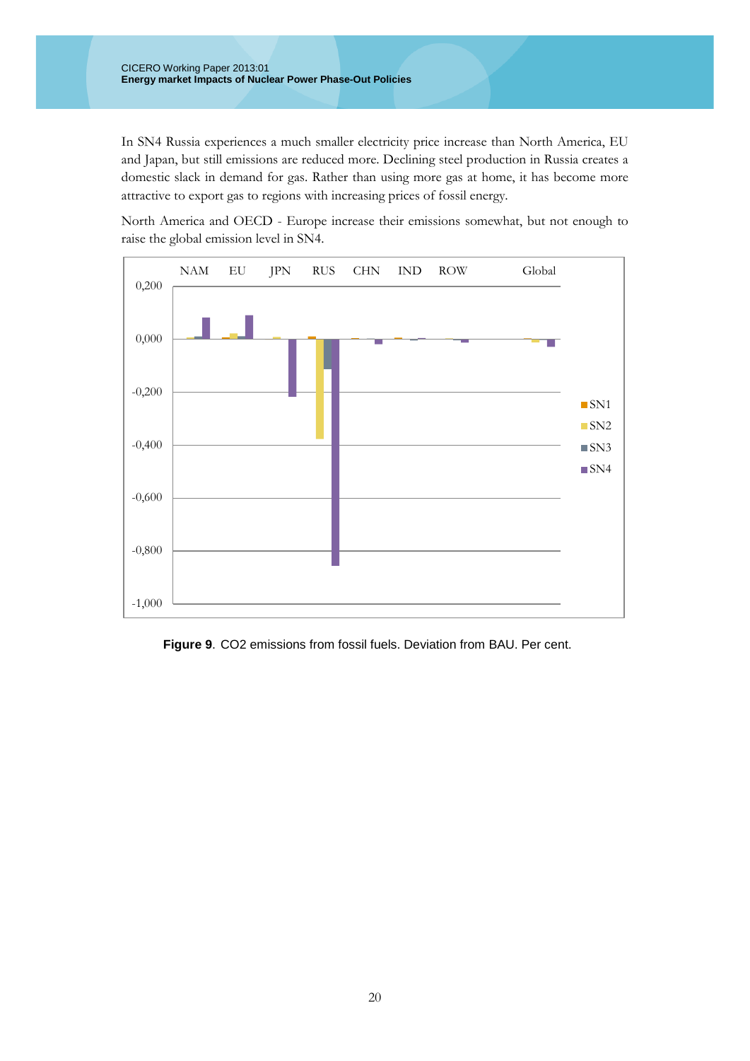In SN4 Russia experiences a much smaller electricity price increase than North America, EU and Japan, but still emissions are reduced more. Declining steel production in Russia creates a domestic slack in demand for gas. Rather than using more gas at home, it has become more attractive to export gas to regions with increasing prices of fossil energy.

North America and OECD - Europe increase their emissions somewhat, but not enough to raise the global emission level in SN4.

**Figure 9**. CO2 emissions from fossil fuels. Deviation from BAU. Per cent.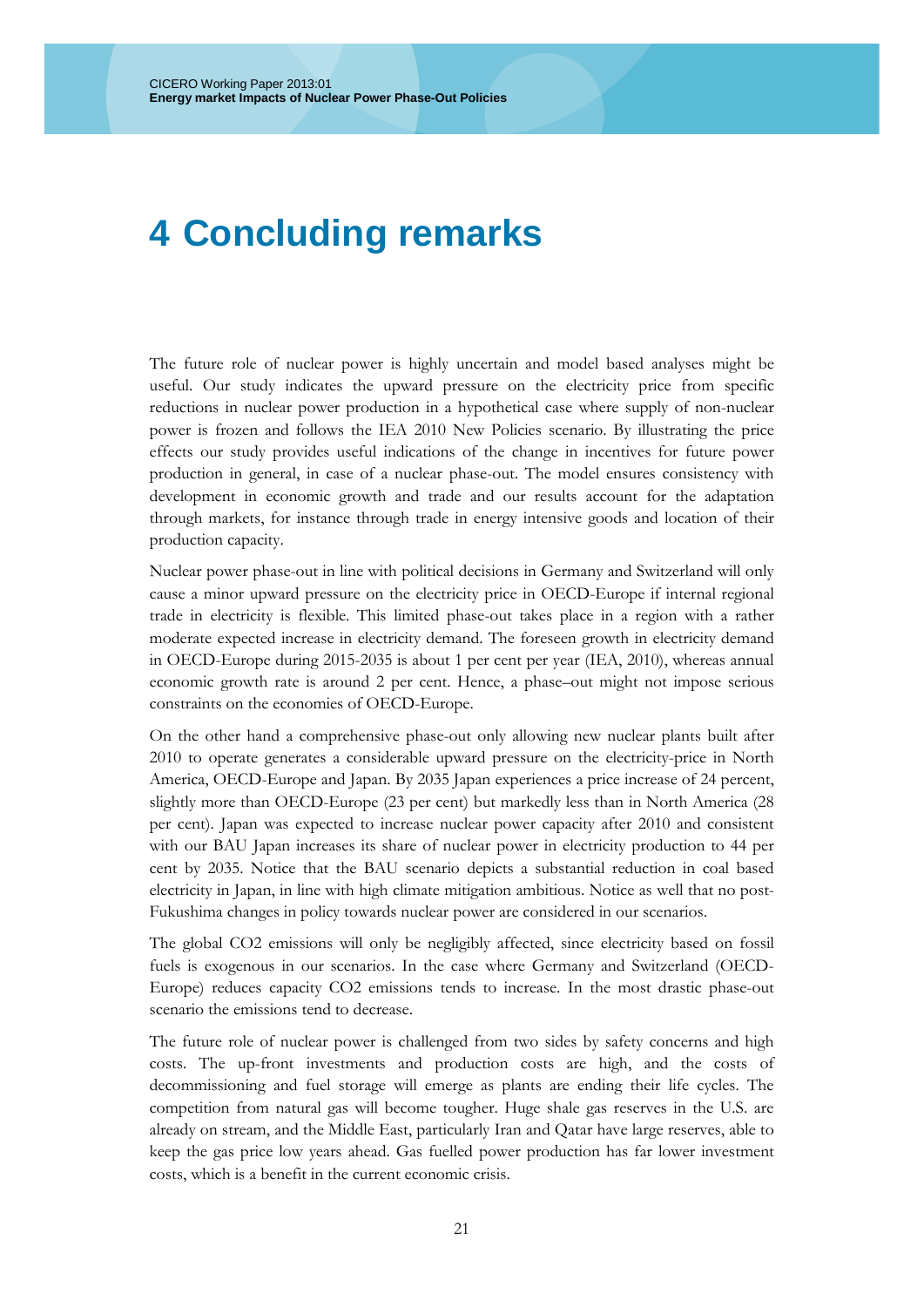# 4 Concluding remarks

The future role of nuclear power is highly uncertain and model based analyses might be useful. Our study indicates the upward pressure on the electricity price from specific reductions in nuclear power production in a hypothetical case where supply of non-nuclear power is frozen and follows the IEA 2010 New Policies scenario. By illustrating the price effects our study provides useful indications of the change in incentives for future power production in general, in case of a nuclear phase-out. The model ensures consistency with development in economic growth and trade and our results account for the adaptation through markets, for instance through trade in energy intensive goods and location of their production capacity.

Nuclear power phase-out in line with political decisions in Germany and Switzerland will only cause a minor upward pressure on the electricity price in OECD-Europe if internal regional trade in electricity is flexible. This limited phase-out takes place in a region with a rather moderate expected increase in electricity demand. The foreseen growth in electricity demand in OECD-Europe during 2015-2035 is about 1 per cent per year (IEA, 2010), whereas annual economic growth rate is around 2 per cent. Hence, a phase–out might not impose serious constraints on the economies of OECD-Europe.

On the other hand a comprehensive phase-out only allowing new nuclear plants built after 2010 to operate generates a considerable upward pressure on the electricity-price in North America, OECD-Europe and Japan. By 2035 Japan experiences a price increase of 24 percent, slightly more than OECD-Europe (23 per cent) but markedly less than in North America (28 per cent). Japan was expected to increase nuclear power capacity after 2010 and consistent with our BAU Japan increases its share of nuclear power in electricity production to 44 per cent by 2035. Notice that the BAU scenario depicts a substantial reduction in coal based electricity in Japan, in line with high climate mitigation ambitious. Notice as well that no post-Fukushima changes in policy towards nuclear power are considered in our scenarios.

The global $CO_2$ emissions will only be negligibly affected, since electricity based on fossil fuels is exogenous in our scenarios. In the case where Germany and Switzerland (OECD-Europe) reduces capacity $CO_2$ emissions tends to increase. In the most drastic phase-out scenario the emissions tend to decrease.

The future role of nuclear power is challenged from two sides by safety concerns and high costs. The up-front investments and production costs are high, and the costs of decommissioning and fuel storage will emerge as plants are ending their life cycles. The competition from natural gas will become tougher. Huge shale gas reserves in the U.S. are already on stream, and the Middle East, particularly Iran and Qatar have large reserves, able to keep the gas price low years ahead. Gas fuelled power production has far lower investment costs, which is a benefit in the current economic crisis.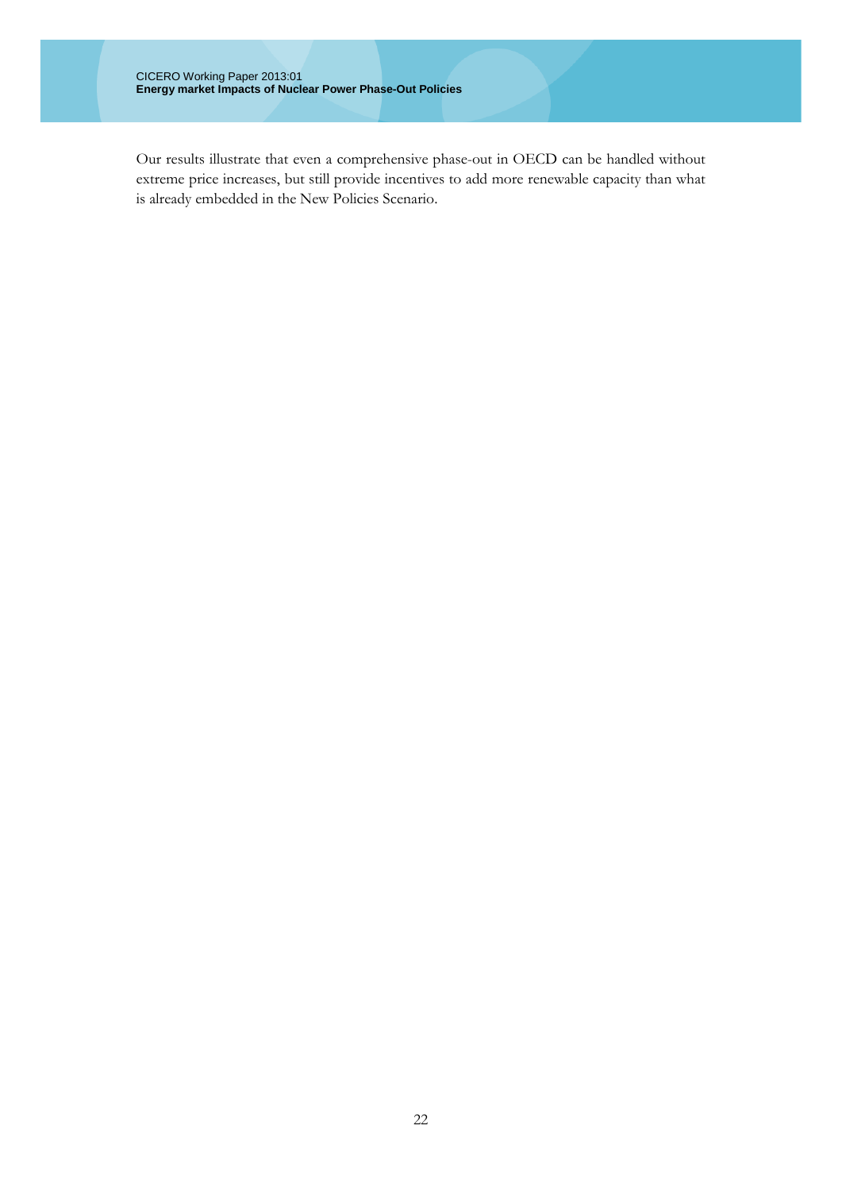Our results illustrate that even a comprehensive phase-out in OECD can be handled without extreme price increases, but still provide incentives to add more renewable capacity than what is already embedded in the New Policies Scenario.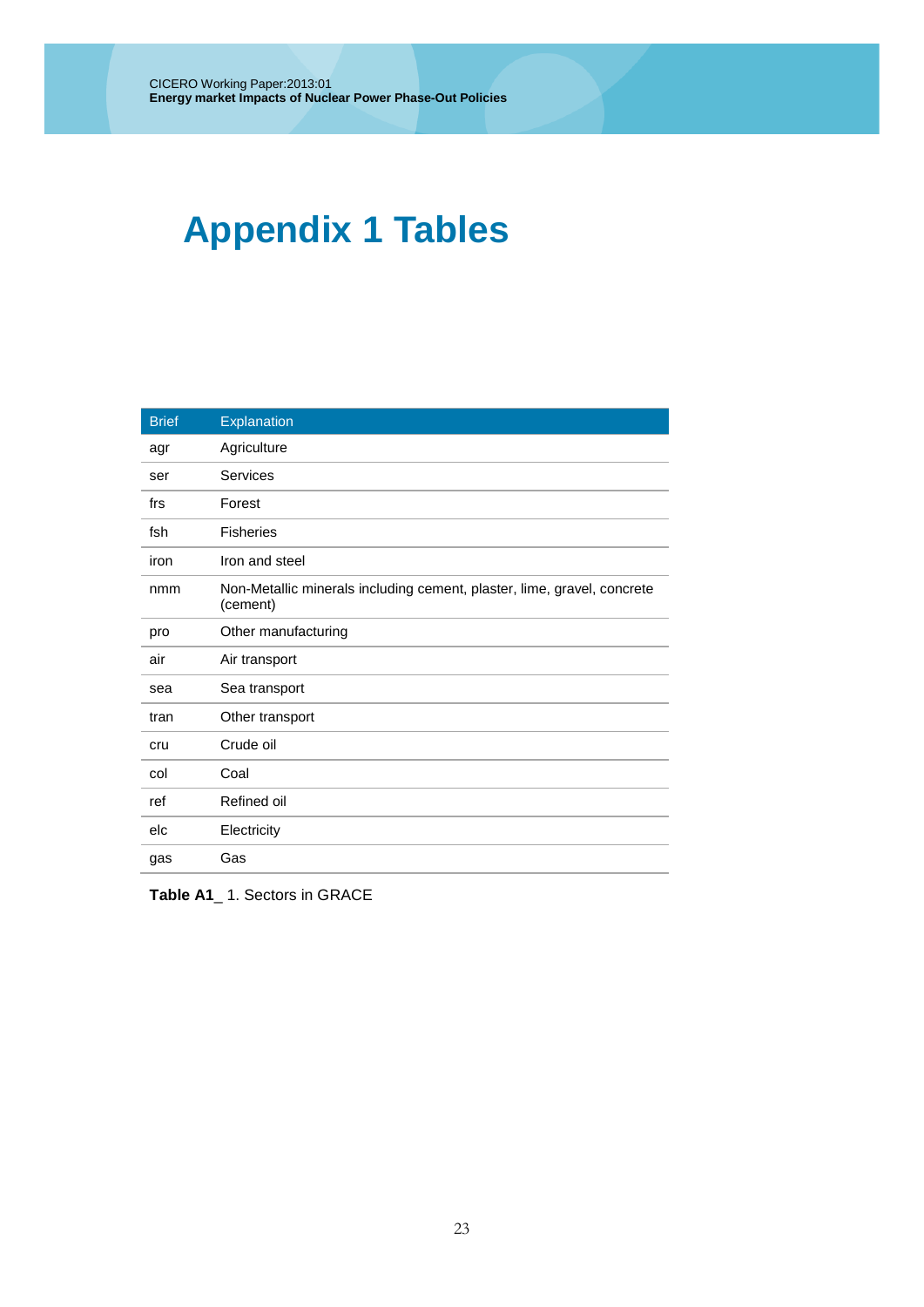# Appendix 1 Tables

| Brief | Explanation |
| --- | --- |
| agr | Agriculture |
| ser | Services |
| frs | Forest |
| fsh | Fisheries |
| iron | Iron and steel |
| nmm | Non-Metallic minerals including cement, plaster, lime, gravel, concrete (cement) |
| pro | Other manufacturing |
| air | Air transport |
| sea | Sea transport |
| tran | Other transport |
| cru | Crude oil |
| col | Coal |
| ref | Refined oil |
| elc | Electricity |
| gas | Gas |

**Table A1_** 1. Sectors in GRACE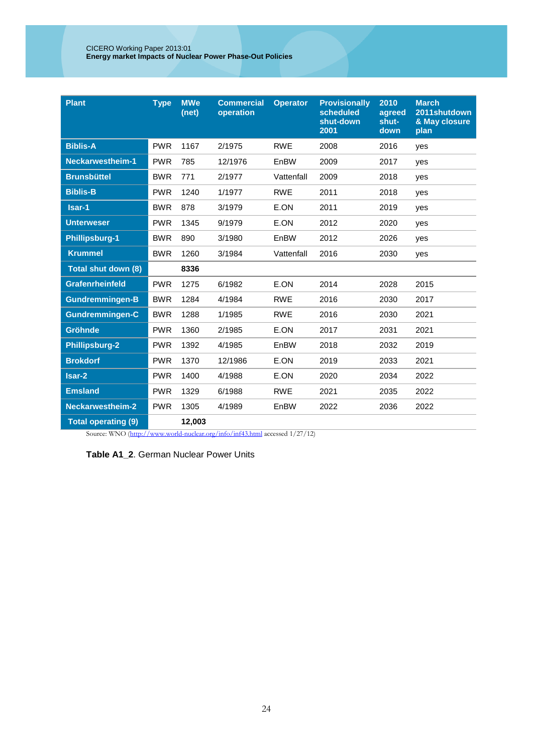| Plant | Type | MWe (net) | Commercial operation | Operator | Provisionally scheduled shut-down 2001 | 2010 agreed shut-down | March 2011shutdown & May closure plan |
|---|---|---|---|---|---|---|---|
| Biblis-A | PWR | 1167 | 2/1975 | RWE | 2008 | 2016 | yes |
| Neckarwestheim-1 | PWR | 785 | 12/1976 | EnBW | 2009 | 2017 | yes |
| Brunsbüttel | BWR | 771 | 2/1977 | Vattenfall | 2009 | 2018 | yes |
| Biblis-B | PWR | 1240 | 1/1977 | RWE | 2011 | 2018 | yes |
| Isar-1 | BWR | 878 | 3/1979 | E.ON | 2011 | 2019 | yes |
| Unterweser | PWR | 1345 | 9/1979 | E.ON | 2012 | 2020 | yes |
| Phillipsburg-1 | BWR | 890 | 3/1980 | EnBW | 2012 | 2026 | yes |
| Krummel | BWR | 1260 | 3/1984 | Vattenfall | 2016 | 2030 | yes |
| Total shut down (8) | | **8336** | | | | | |
| Grafenrheinfeld | PWR | 1275 | 6/1982 | E.ON | 2014 | 2028 | 2015 |
| Gundremmingen-B | BWR | 1284 | 4/1984 | RWE | 2016 | 2030 | 2017 |
| Gundremmingen-C | BWR | 1288 | 1/1985 | RWE | 2016 | 2030 | 2021 |
| Gröhnde | PWR | 1360 | 2/1985 | E.ON | 2017 | 2031 | 2021 |
| Phillipsburg-2 | PWR | 1392 | 4/1985 | EnBW | 2018 | 2032 | 2019 |
| Brokdorf | PWR | 1370 | 12/1986 | E.ON | 2019 | 2033 | 2021 |
| Isar-2 | PWR | 1400 | 4/1988 | E.ON | 2020 | 2034 | 2022 |
| Emsland | PWR | 1329 | 6/1988 | RWE | 2021 | 2035 | 2022 |
| Neckarwestheim-2 | PWR | 1305 | 4/1989 | EnBW | 2022 | 2036 | 2022 |
| Total operating (9) | | **12,003** | | | | | |

Source: WNO (http://www.world-nuclear.org/info/inf43.html accessed 1/27/12)

**Table A1_2**. German Nuclear Power Units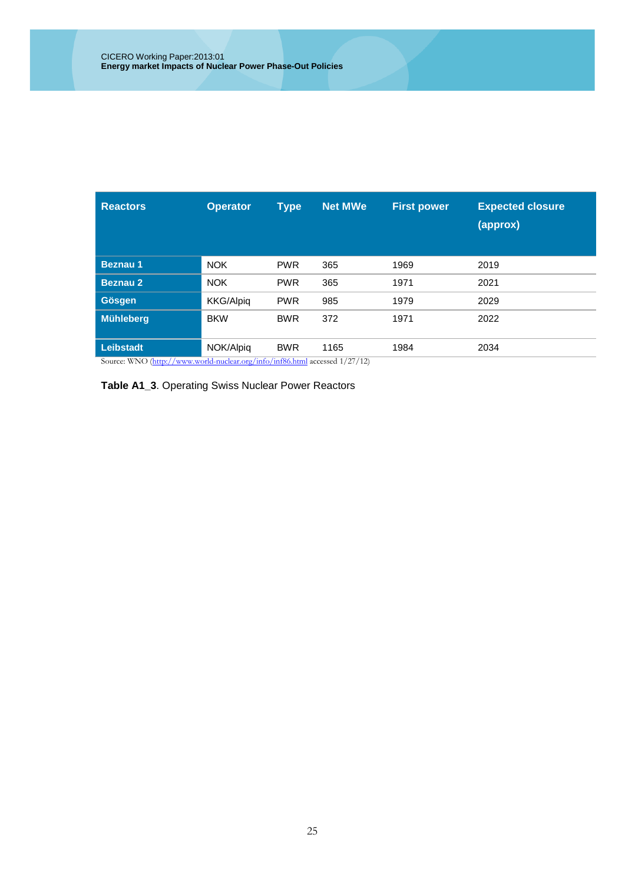| Reactors | Operator | Type | Net MWe | First power | Expected closure (approx) |
|---|---|---|---|---|---|
| **Beznau 1** | NOK | PWR | 365 | 1969 | 2019 |
| **Beznau 2** | NOK | PWR | 365 | 1971 | 2021 |
| **Gösgen** | KKG/Alpiq | PWR | 985 | 1979 | 2029 |
| **Mühleberg** | BKW | BWR | 372 | 1971 | 2022 |
| **Leibstadt** | NOK/Alpiq | BWR | 1165 | 1984 | 2034 |

Source: WNO (http://www.world-nuclear.org/info/inf86.html accessed 1/27/12)

**Table A1_3**. Operating Swiss Nuclear Power Reactors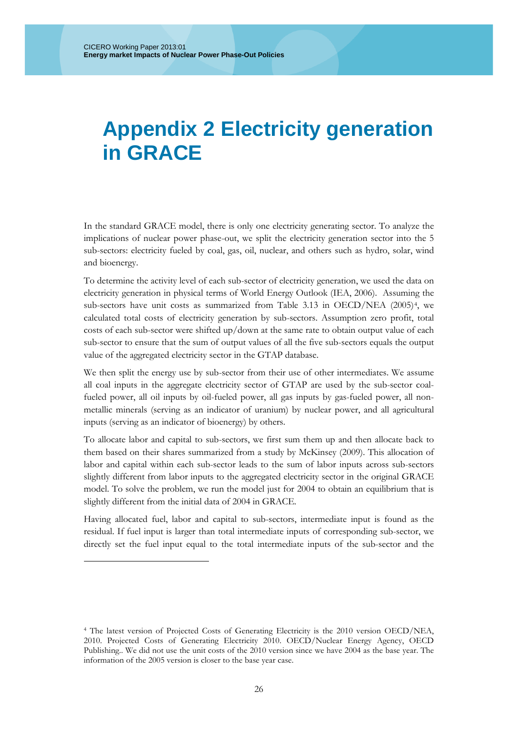# Appendix 2 Electricity generation in GRACE

In the standard GRACE model, there is only one electricity generating sector. To analyze the implications of nuclear power phase-out, we split the electricity generation sector into the 5 sub-sectors: electricity fueled by coal, gas, oil, nuclear, and others such as hydro, solar, wind and bioenergy.

To determine the activity level of each sub-sector of electricity generation, we used the data on electricity generation in physical terms of World Energy Outlook (IEA, 2006). Assuming the sub-sectors have unit costs as summarized from Table 3.13 in OECD/NEA (2005)[4], we calculated total costs of electricity generation by sub-sectors. Assumption zero profit, total costs of each sub-sector were shifted up/down at the same rate to obtain output value of each sub-sector to ensure that the sum of output values of all the five sub-sectors equals the output value of the aggregated electricity sector in the GTAP database.

We then split the energy use by sub-sector from their use of other intermediates. We assume all coal inputs in the aggregate electricity sector of GTAP are used by the sub-sector coal-fueled power, all oil inputs by oil-fueled power, all gas inputs by gas-fueled power, all non-metallic minerals (serving as an indicator of uranium) by nuclear power, and all agricultural inputs (serving as an indicator of bioenergy) by others.

To allocate labor and capital to sub-sectors, we first sum them up and then allocate back to them based on their shares summarized from a study by McKinsey (2009). This allocation of labor and capital within each sub-sector leads to the sum of labor inputs across sub-sectors slightly different from labor inputs to the aggregated electricity sector in the original GRACE model. To solve the problem, we run the model just for 2004 to obtain an equilibrium that is slightly different from the initial data of 2004 in GRACE.

Having allocated fuel, labor and capital to sub-sectors, intermediate input is found as the residual. If fuel input is larger than total intermediate inputs of corresponding sub-sector, we directly set the fuel input equal to the total intermediate inputs of the sub-sector and the

---

[4] The latest version of Projected Costs of Generating Electricity is the 2010 version OECD/NEA, 2010. Projected Costs of Generating Electricity 2010. OECD/Nuclear Energy Agency, OECD Publishing.. We did not use the unit costs of the 2010 version since we have 2004 as the base year. The information of the 2005 version is closer to the base year case.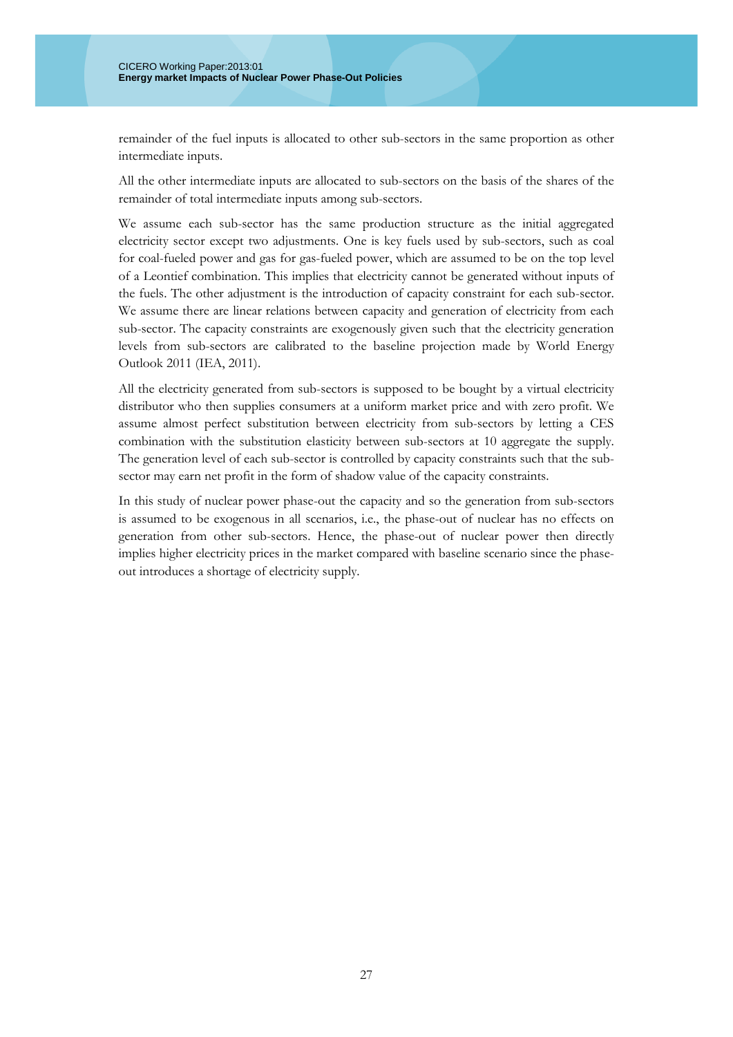remainder of the fuel inputs is allocated to other sub-sectors in the same proportion as other intermediate inputs.

All the other intermediate inputs are allocated to sub-sectors on the basis of the shares of the remainder of total intermediate inputs among sub-sectors.

We assume each sub-sector has the same production structure as the initial aggregated electricity sector except two adjustments. One is key fuels used by sub-sectors, such as coal for coal-fueled power and gas for gas-fueled power, which are assumed to be on the top level of a Leontief combination. This implies that electricity cannot be generated without inputs of the fuels. The other adjustment is the introduction of capacity constraint for each sub-sector. We assume there are linear relations between capacity and generation of electricity from each sub-sector. The capacity constraints are exogenously given such that the electricity generation levels from sub-sectors are calibrated to the baseline projection made by World Energy Outlook 2011 (IEA, 2011).

All the electricity generated from sub-sectors is supposed to be bought by a virtual electricity distributor who then supplies consumers at a uniform market price and with zero profit. We assume almost perfect substitution between electricity from sub-sectors by letting a CES combination with the substitution elasticity between sub-sectors at 10 aggregate the supply. The generation level of each sub-sector is controlled by capacity constraints such that the sub-sector may earn net profit in the form of shadow value of the capacity constraints.

In this study of nuclear power phase-out the capacity and so the generation from sub-sectors is assumed to be exogenous in all scenarios, i.e., the phase-out of nuclear has no effects on generation from other sub-sectors. Hence, the phase-out of nuclear power then directly implies higher electricity prices in the market compared with baseline scenario since the phase-out introduces a shortage of electricity supply.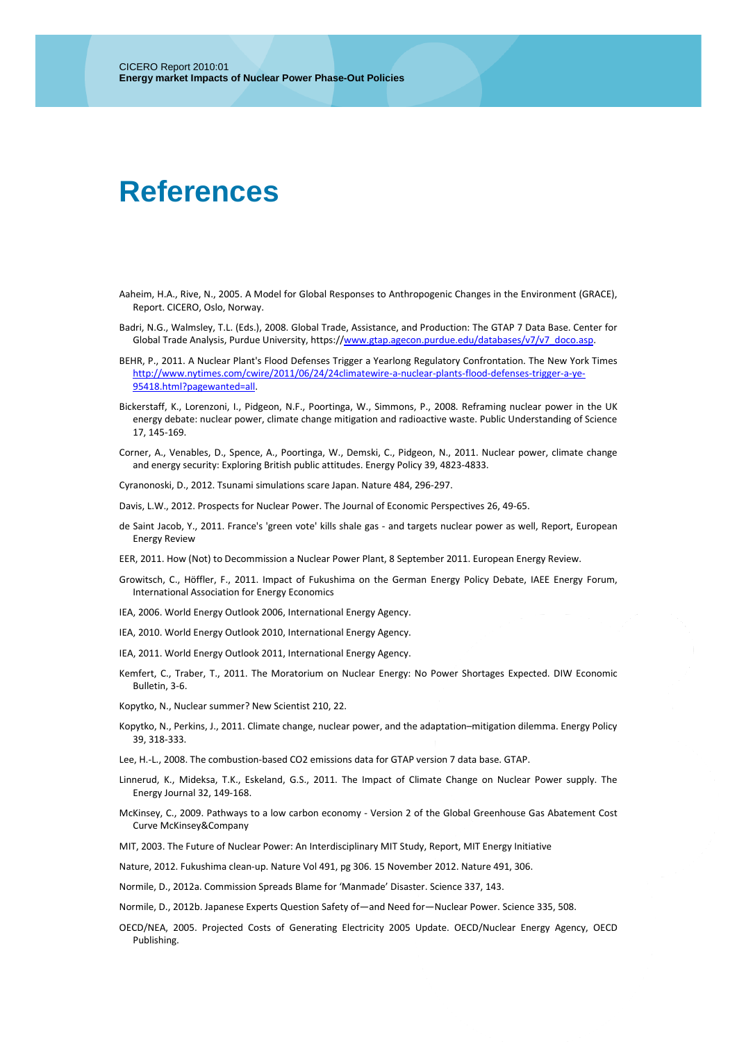# References

Aaheim, H.A., Rive, N., 2005. A Model for Global Responses to Anthropogenic Changes in the Environment (GRACE), Report. CICERO, Oslo, Norway.

Badri, N.G., Walmsley, T.L. (Eds.), 2008. Global Trade, Assistance, and Production: The GTAP 7 Data Base. Center for Global Trade Analysis, Purdue University, https://www.gtap.agecon.purdue.edu/databases/v7/v7_doco.asp.

BEHR, P., 2011. A Nuclear Plant's Flood Defenses Trigger a Yearlong Regulatory Confrontation. The New York Times http://www.nytimes.com/cwire/2011/06/24/24climatewire-a-nuclear-plants-flood-defenses-trigger-a-ye-95418.html?pagewanted=all.

Bickerstaff, K., Lorenzoni, I., Pidgeon, N.F., Poortinga, W., Simmons, P., 2008. Reframing nuclear power in the UK energy debate: nuclear power, climate change mitigation and radioactive waste. Public Understanding of Science 17, 145-169.

Corner, A., Venables, D., Spence, A., Poortinga, W., Demski, C., Pidgeon, N., 2011. Nuclear power, climate change and energy security: Exploring British public attitudes. Energy Policy 39, 4823-4833.

Cyranonoski, D., 2012. Tsunami simulations scare Japan. Nature 484, 296-297.

Davis, L.W., 2012. Prospects for Nuclear Power. The Journal of Economic Perspectives 26, 49-65.

de Saint Jacob, Y., 2011. France's 'green vote' kills shale gas - and targets nuclear power as well, Report, European Energy Review

EER, 2011. How (Not) to Decommission a Nuclear Power Plant, 8 September 2011. European Energy Review.

Growitsch, C., Höffler, F., 2011. Impact of Fukushima on the German Energy Policy Debate, IAEE Energy Forum, International Association for Energy Economics

IEA, 2006. World Energy Outlook 2006, International Energy Agency.

IEA, 2010. World Energy Outlook 2010, International Energy Agency.

IEA, 2011. World Energy Outlook 2011, International Energy Agency.

Kemfert, C., Traber, T., 2011. The Moratorium on Nuclear Energy: No Power Shortages Expected. DIW Economic Bulletin, 3-6.

Kopytko, N., Nuclear summer? New Scientist 210, 22.

Kopytko, N., Perkins, J., 2011. Climate change, nuclear power, and the adaptation–mitigation dilemma. Energy Policy 39, 318-333.

Lee, H.-L., 2008. The combustion-based CO2 emissions data for GTAP version 7 data base. GTAP.

Linnerud, K., Mideksa, T.K., Eskeland, G.S., 2011. The Impact of Climate Change on Nuclear Power supply. The Energy Journal 32, 149-168.

McKinsey, C., 2009. Pathways to a low carbon economy - Version 2 of the Global Greenhouse Gas Abatement Cost Curve McKinsey&Company

MIT, 2003. The Future of Nuclear Power: An Interdisciplinary MIT Study, Report, MIT Energy Initiative

Nature, 2012. Fukushima clean-up. Nature Vol 491, pg 306. 15 November 2012. Nature 491, 306.

Normile, D., 2012a. Commission Spreads Blame for 'Manmade' Disaster. Science 337, 143.

Normile, D., 2012b. Japanese Experts Question Safety of—and Need for—Nuclear Power. Science 335, 508.

OECD/NEA, 2005. Projected Costs of Generating Electricity 2005 Update. OECD/Nuclear Energy Agency, OECD Publishing.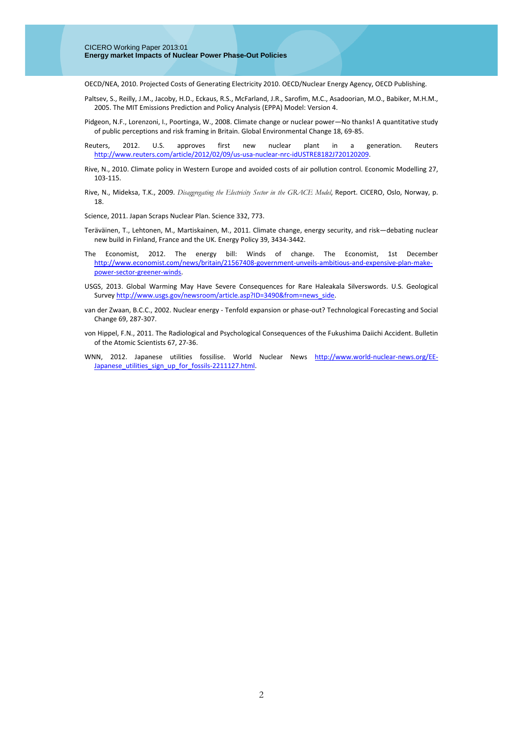OECD/NEA, 2010. Projected Costs of Generating Electricity 2010. OECD/Nuclear Energy Agency, OECD Publishing.

Paltsev, S., Reilly, J.M., Jacoby, H.D., Eckaus, R.S., McFarland, J.R., Sarofim, M.C., Asadoorian, M.O., Babiker, M.H.M., 2005. The MIT Emissions Prediction and Policy Analysis (EPPA) Model: Version 4.

Pidgeon, N.F., Lorenzoni, I., Poortinga, W., 2008. Climate change or nuclear power—No thanks! A quantitative study of public perceptions and risk framing in Britain. Global Environmental Change 18, 69-85.

Reuters, 2012. U.S. approves first new nuclear plant in a generation. Reuters http://www.reuters.com/article/2012/02/09/us-usa-nuclear-nrc-idUSTRE8182J720120209.

Rive, N., 2010. Climate policy in Western Europe and avoided costs of air pollution control. Economic Modelling 27, 103-115.

Rive, N., Mideksa, T.K., 2009. *Disaggregating the Electricity Sector in the GRACE Model*, Report. CICERO, Oslo, Norway, p. 18.

Science, 2011. Japan Scraps Nuclear Plan. Science 332, 773.

Teräväinen, T., Lehtonen, M., Martiskainen, M., 2011. Climate change, energy security, and risk—debating nuclear new build in Finland, France and the UK. Energy Policy 39, 3434-3442.

The Economist, 2012. The energy bill: Winds of change. The Economist, 1st December http://www.economist.com/news/britain/21567408-government-unveils-ambitious-and-expensive-plan-make-power-sector-greener-winds.

USGS, 2013. Global Warming May Have Severe Consequences for Rare Haleakala Silverswords. U.S. Geological Survey http://www.usgs.gov/newsroom/article.asp?ID=3490&from=news_side.

van der Zwaan, B.C.C., 2002. Nuclear energy - Tenfold expansion or phase-out? Technological Forecasting and Social Change 69, 287-307.

von Hippel, F.N., 2011. The Radiological and Psychological Consequences of the Fukushima Daiichi Accident. Bulletin of the Atomic Scientists 67, 27-36.

WNN, 2012. Japanese utilities fossilise. World Nuclear News http://www.world-nuclear-news.org/EE-Japanese_utilities_sign_up_for_fossils-2211127.html.